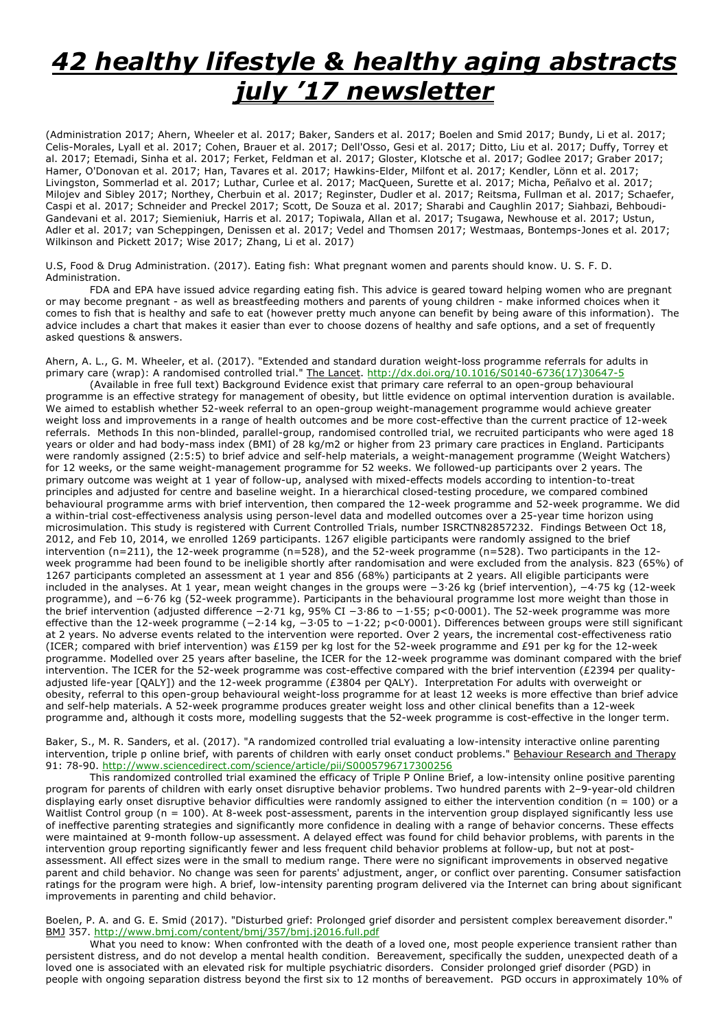# *42 healthy lifestyle & healthy aging abstracts july '17 newsletter*

(Administration 2017; Ahern, Wheeler et al. 2017; Baker, Sanders et al. 2017; Boelen and Smid 2017; Bundy, Li et al. 2017; Celis-Morales, Lyall et al. 2017; Cohen, Brauer et al. 2017; Dell'Osso, Gesi et al. 2017; Ditto, Liu et al. 2017; Duffy, Torrey et al. 2017; Etemadi, Sinha et al. 2017; Ferket, Feldman et al. 2017; Gloster, Klotsche et al. 2017; Godlee 2017; Graber 2017; Hamer, O'Donovan et al. 2017; Han, Tavares et al. 2017; Hawkins-Elder, Milfont et al. 2017; Kendler, Lönn et al. 2017; Livingston, Sommerlad et al. 2017; Luthar, Curlee et al. 2017; MacQueen, Surette et al. 2017; Micha, Peñalvo et al. 2017; Milojev and Sibley 2017; Northey, Cherbuin et al. 2017; Reginster, Dudler et al. 2017; Reitsma, Fullman et al. 2017; Schaefer, Caspi et al. 2017; Schneider and Preckel 2017; Scott, De Souza et al. 2017; Sharabi and Caughlin 2017; Siahbazi, Behboudi-Gandevani et al. 2017; Siemieniuk, Harris et al. 2017; Topiwala, Allan et al. 2017; Tsugawa, Newhouse et al. 2017; Ustun, Adler et al. 2017; van Scheppingen, Denissen et al. 2017; Vedel and Thomsen 2017; Westmaas, Bontemps-Jones et al. 2017; Wilkinson and Pickett 2017; Wise 2017; Zhang, Li et al. 2017)

U.S, Food & Drug Administration. (2017). Eating fish: What pregnant women and parents should know. U. S. F. D. Administration.

FDA and EPA have issued advice regarding eating fish. This advice is geared toward helping women who are pregnant or may become pregnant - as well as breastfeeding mothers and parents of young children - make informed choices when it comes to fish that is healthy and safe to eat (however pretty much anyone can benefit by being aware of this information). The advice includes a chart that makes it easier than ever to choose dozens of healthy and safe options, and a set of frequently asked questions & answers.

Ahern, A. L., G. M. Wheeler, et al. (2017). "Extended and standard duration weight-loss programme referrals for adults in primary care (wrap): A randomised controlled trial." The Lancet. http://dx.doi.org/10.1016/S0140-6736(17)30647-5

(Available in free full text) Background Evidence exist that primary care referral to an open-group behavioural programme is an effective strategy for management of obesity, but little evidence on optimal intervention duration is available. We aimed to establish whether 52-week referral to an open-group weight-management programme would achieve greater weight loss and improvements in a range of health outcomes and be more cost-effective than the current practice of 12-week referrals. Methods In this non-blinded, parallel-group, randomised controlled trial, we recruited participants who were aged 18 years or older and had body-mass index (BMI) of 28 kg/m2 or higher from 23 primary care practices in England. Participants were randomly assigned (2:5:5) to brief advice and self-help materials, a weight-management programme (Weight Watchers) for 12 weeks, or the same weight-management programme for 52 weeks. We followed-up participants over 2 years. The primary outcome was weight at 1 year of follow-up, analysed with mixed-effects models according to intention-to-treat principles and adjusted for centre and baseline weight. In a hierarchical closed-testing procedure, we compared combined behavioural programme arms with brief intervention, then compared the 12-week programme and 52-week programme. We did a within-trial cost-effectiveness analysis using person-level data and modelled outcomes over a 25-year time horizon using microsimulation. This study is registered with Current Controlled Trials, number ISRCTN82857232. Findings Between Oct 18, 2012, and Feb 10, 2014, we enrolled 1269 participants. 1267 eligible participants were randomly assigned to the brief intervention (n=211), the 12-week programme (n=528), and the 52-week programme (n=528). Two participants in the 12-week programme had been found to be ineligible shortly after randomisation and were excluded from the analysis. 823 (65%) of 1267 participants completed an assessment at 1 year and 856 (68%) participants at 2 years. All eligible participants were included in the analyses. At 1 year, mean weight changes in the groups were −3·26 kg (brief intervention), −4·75 kg (12-week programme), and −6·76 kg (52-week programme). Participants in the behavioural programme lost more weight than those in the brief intervention (adjusted difference −2·71 kg, 95% CI −3·86 to −1·55; p<0·0001). The 52-week programme was more effective than the 12-week programme (−2·14 kg, −3·05 to −1·22; p<0·0001). Differences between groups were still significant at 2 years. No adverse events related to the intervention were reported. Over 2 years, the incremental cost-effectiveness ratio (ICER; compared with brief intervention) was £159 per kg lost for the 52-week programme and £91 per kg for the 12-week programme. Modelled over 25 years after baseline, the ICER for the 12-week programme was dominant compared with the brief intervention. The ICER for the 52-week programme was cost-effective compared with the brief intervention (£2394 per quality-adjusted life-year [QALY]) and the 12-week programme (£3804 per QALY). Interpretation For adults with overweight or obesity, referral to this open-group behavioural weight-loss programme for at least 12 weeks is more effective than brief advice and self-help materials. A 52-week programme produces greater weight loss and other clinical benefits than a 12-week programme and, although it costs more, modelling suggests that the 52-week programme is cost-effective in the longer term.

Baker, S., M. R. Sanders, et al. (2017). "A randomized controlled trial evaluating a low-intensity interactive online parenting intervention, triple p online brief, with parents of children with early onset conduct problems." Behaviour Research and Therapy 91: 78-90. http://www.sciencedirect.com/science/article/pii/S0005796717300256

This randomized controlled trial examined the efficacy of Triple P Online Brief, a low-intensity online positive parenting program for parents of children with early onset disruptive behavior problems. Two hundred parents with 2–9-year-old children displaying early onset disruptive behavior difficulties were randomly assigned to either the intervention condition (n = 100) or a Waitlist Control group (n = 100). At 8-week post-assessment, parents in the intervention group displayed significantly less use of ineffective parenting strategies and significantly more confidence in dealing with a range of behavior concerns. These effects were maintained at 9-month follow-up assessment. A delayed effect was found for child behavior problems, with parents in the intervention group reporting significantly fewer and less frequent child behavior problems at follow-up, but not at post-assessment. All effect sizes were in the small to medium range. There were no significant improvements in observed negative parent and child behavior. No change was seen for parents' adjustment, anger, or conflict over parenting. Consumer satisfaction ratings for the program were high. A brief, low-intensity parenting program delivered via the Internet can bring about significant improvements in parenting and child behavior.

Boelen, P. A. and G. E. Smid (2017). "Disturbed grief: Prolonged grief disorder and persistent complex bereavement disorder." BMJ 357. http://www.bmj.com/content/bmj/357/bmj.j2016.full.pdf

What you need to know: When confronted with the death of a loved one, most people experience transient rather than persistent distress, and do not develop a mental health condition. Bereavement, specifically the sudden, unexpected death of a loved one is associated with an elevated risk for multiple psychiatric disorders. Consider prolonged grief disorder (PGD) in people with ongoing separation distress beyond the first six to 12 months of bereavement. PGD occurs in approximately 10% of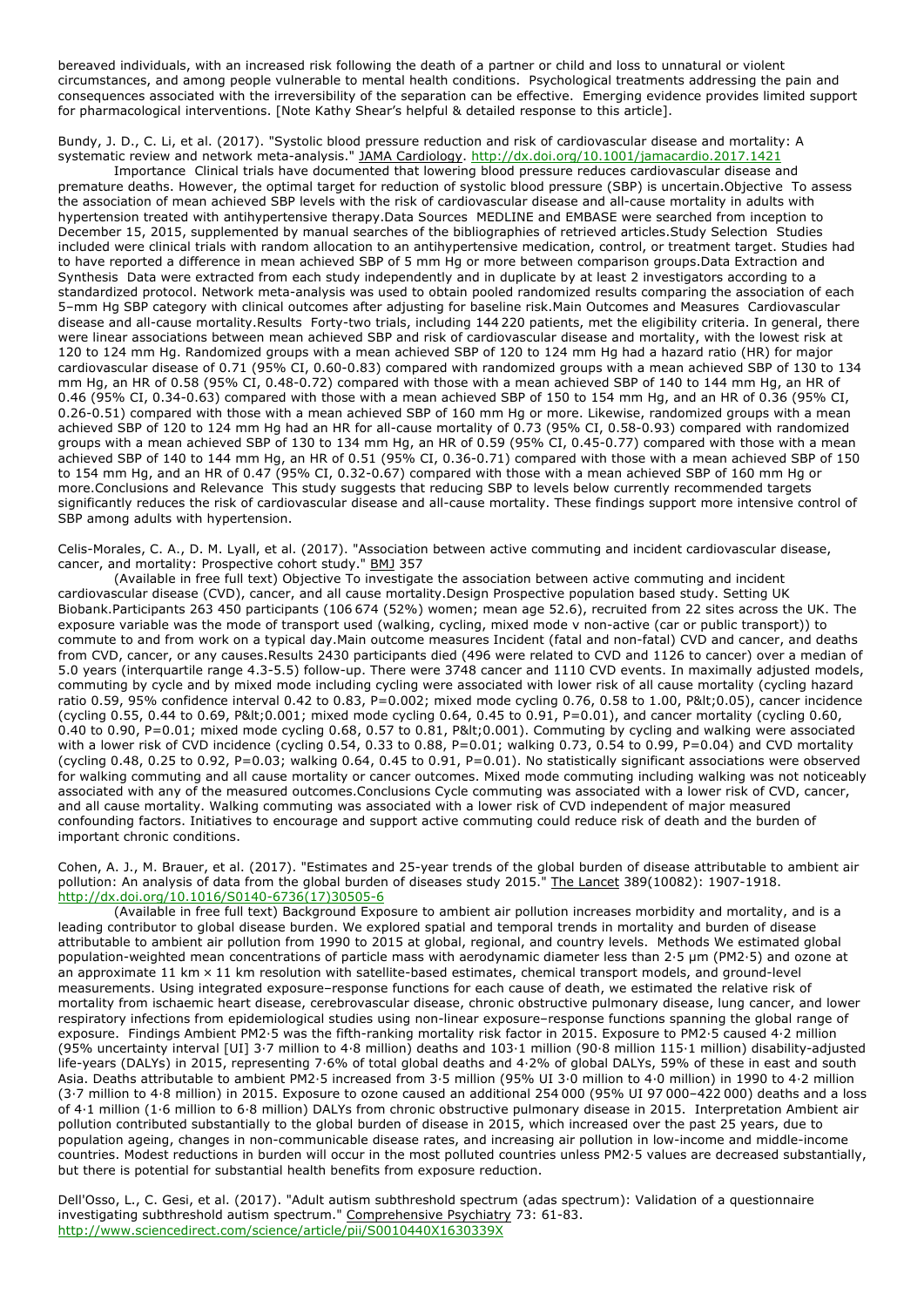bereaved individuals, with an increased risk following the death of a partner or child and loss to unnatural or violent circumstances, and among people vulnerable to mental health conditions. Psychological treatments addressing the pain and consequences associated with the irreversibility of the separation can be effective. Emerging evidence provides limited support for pharmacological interventions. [Note Kathy Shear's helpful & detailed response to this article].

Bundy, J. D., C. Li, et al. (2017). "Systolic blood pressure reduction and risk of cardiovascular disease and mortality: A systematic review and network meta-analysis." JAMA Cardiology. http://dx.doi.org/10.1001/jamacardio.2017.1421

Importance Clinical trials have documented that lowering blood pressure reduces cardiovascular disease and premature deaths. However, the optimal target for reduction of systolic blood pressure (SBP) is uncertain.Objective To assess the association of mean achieved SBP levels with the risk of cardiovascular disease and all-cause mortality in adults with hypertension treated with antihypertensive therapy.Data Sources MEDLINE and EMBASE were searched from inception to December 15, 2015, supplemented by manual searches of the bibliographies of retrieved articles.Study Selection Studies included were clinical trials with random allocation to an antihypertensive medication, control, or treatment target. Studies had to have reported a difference in mean achieved SBP of 5 mm Hg or more between comparison groups.Data Extraction and Synthesis Data were extracted from each study independently and in duplicate by at least 2 investigators according to a standardized protocol. Network meta-analysis was used to obtain pooled randomized results comparing the association of each 5–mm Hg SBP category with clinical outcomes after adjusting for baseline risk.Main Outcomes and Measures Cardiovascular disease and all-cause mortality.Results Forty-two trials, including 144 220 patients, met the eligibility criteria. In general, there were linear associations between mean achieved SBP and risk of cardiovascular disease and mortality, with the lowest risk at 120 to 124 mm Hg. Randomized groups with a mean achieved SBP of 120 to 124 mm Hg had a hazard ratio (HR) for cardiovascular disease of 0.71 (95% CI, 0.60-0.83) compared with randomized groups with a mean achieved SBP of 130 to 134 mm Hg, an HR of 0.58 (95% CI, 0.48-0.72) compared with those with a mean achieved SBP of 140 to 144 mm Hg, an HR of 0.46 (95% CI, 0.34-0.63) compared with those with a mean achieved SBP of 150 to 154 mm Hg, and an HR of 0.36 (95% CI, 0.26-0.51) compared with those with a mean achieved SBP of 160 mm Hg or more. Likewise, randomized groups with a mean achieved SBP of 120 to 124 mm Hg had an HR for all-cause mortality of 0.73 (95% CI, 0.58-0.93) compared with randomized groups with a mean achieved SBP of 130 to 134 mm Hg, an HR of 0.59 (95% CI, 0.45-0.77) compared with those with a mean achieved SBP of 140 to 144 mm Hg, an HR of 0.51 (95% CI, 0.36-0.71) compared with those with a mean achieved SBP of 150 to 154 mm Hg, and an HR of 0.47 (95% CI, 0.32-0.67) compared with those with a mean achieved SBP of 160 mm Hg or more.Conclusions and Relevance This study suggests that reducing SBP to levels below currently recommended targets significantly reduces the risk of cardiovascular disease and all-cause mortality. These findings support more intensive control of SBP among adults with hypertension.

Celis-Morales, C. A., D. M. Lyall, et al. (2017). "Association between active commuting and incident cardiovascular disease, cancer, and mortality: Prospective cohort study." BMJ 357

(Available in free full text) Objective To investigate the association between active commuting and incident cardiovascular disease (CVD), cancer, and all cause mortality.Design Prospective population based study. Setting UK Biobank.Participants 263 450 participants (106 674 (52%) women; mean age 52.6), recruited from 22 sites across the UK. The exposure variable was the mode of transport used (walking, cycling, mixed mode v non-active (car or public transport)) to commute to and from work on a typical day.Main outcome measures Incident (fatal and non-fatal) CVD and cancer, and deaths from CVD, cancer, or any causes.Results 2430 participants died (496 were related to CVD and 1126 to cancer) over a median of 5.0 years (interquartile range 4.3-5.5) follow-up. There were 3748 cancer and 1110 CVD events. In maximally adjusted models, commuting by cycle and by mixed mode including cycling were associated with lower risk of all cause mortality (cycling hazard ratio 0.59, 95% confidence interval 0.42 to 0.83, P=0.002; mixed mode cycling 0.76, 0.58 to 1.00, P&lt;0.05), cancer incidence (cycling 0.55, 0.44 to 0.69, P&lt;0.001; mixed mode cycling 0.64, 0.45 to 0.91, P=0.01), and cancer mortality (cycling 0.60, 0.40 to 0.90, P=0.01; mixed mode cycling 0.68, 0.57 to 0.81, P&lt;0.001). Commuting by cycling and walking were associated with a lower risk of CVD incidence (cycling 0.54, 0.33 to 0.88, P=0.01; walking 0.73, 0.54 to 0.99, P=0.04) and CVD mortality (cycling 0.48, 0.25 to 0.92, P=0.03; walking 0.64, 0.45 to 0.91, P=0.01). No statistically significant associations were observed for walking commuting and all cause mortality or cancer outcomes. Mixed mode commuting including walking was not noticeably associated with any of the measured outcomes.Conclusions Cycle commuting was associated with a lower risk of CVD, cancer, and all cause mortality. Walking commuting was associated with a lower risk of CVD independent of major measured confounding factors. Initiatives to encourage and support active commuting could reduce risk of death and the burden of important chronic conditions.

Cohen, A. J., M. Brauer, et al. (2017). "Estimates and 25-year trends of the global burden of disease attributable to ambient air pollution: An analysis of data from the global burden of diseases study 2015." The Lancet 389(10082): 1907-1918. http://dx.doi.org/10.1016/S0140-6736(17)30505-6

(Available in free full text) Background Exposure to ambient air pollution increases morbidity and mortality, and is a leading contributor to global disease burden. We explored spatial and temporal trends in mortality and burden of disease attributable to ambient air pollution from 1990 to 2015 at global, regional, and country levels. Methods We estimated global population-weighted mean concentrations of particle mass with aerodynamic diameter less than 2·5 μm (PM2·5) and ozone at an approximate 11 km × 11 km resolution with satellite-based estimates, chemical transport models, and ground-level measurements. Using integrated exposure–response functions for each cause of death, we estimated the relative risk of mortality from ischaemic heart disease, cerebrovascular disease, chronic obstructive pulmonary disease, lung cancer, and lower respiratory infections from epidemiological studies using non-linear exposure–response functions spanning the global range of exposure. Findings Ambient PM2·5 was the fifth-ranking mortality risk factor in 2015. Exposure to PM2·5 caused 4·2 million (95% uncertainty interval [UI] 3·7 million to 4·8 million) deaths and 103·1 million (90·8 million 115·1 million) disability-adjusted life-years (DALYs) in 2015, representing 7·6% of total global deaths and 4·2% of global DALYs, 59% of these in east and south Asia. Deaths attributable to ambient PM2·5 increased from 3·5 million (95% UI 3·0 million to 4·0 million) in 1990 to 4·2 million (3·7 million to 4·8 million) in 2015. Exposure to ozone caused an additional 254 000 (95% UI 97 000–422 000) deaths and a loss of 4·1 million (1·6 million to 6·8 million) DALYs from chronic obstructive pulmonary disease in 2015. Interpretation Ambient air pollution contributed substantially to the global burden of disease in 2015, which increased over the past 25 years, due to population ageing, changes in non-communicable disease rates, and increasing air pollution in low-income and middle-income countries. Modest reductions in burden will occur in the most polluted countries unless PM2·5 values are decreased substantially, but there is potential for substantial health benefits from exposure reduction.

Dell'Osso, L., C. Gesi, et al. (2017). "Adult autism subthreshold spectrum (adas spectrum): Validation of a questionnaire investigating subthreshold autism spectrum." Comprehensive Psychiatry 73: 61-83. http://www.sciencedirect.com/science/article/pii/S0010440X1630339X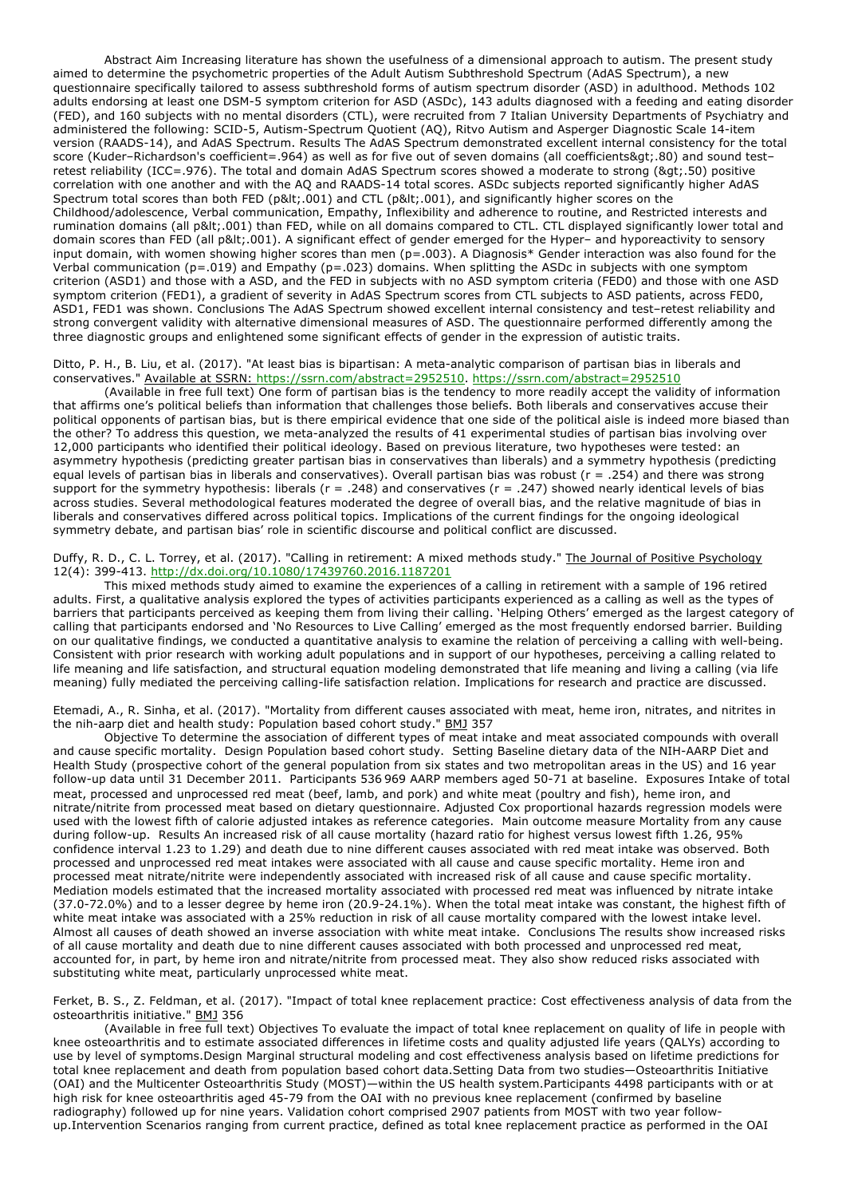Abstract Aim Increasing literature has shown the usefulness of a dimensional approach to autism. The present study aimed to determine the psychometric properties of the Adult Autism Subthreshold Spectrum (AdAS Spectrum), a new questionnaire specifically tailored to assess subthreshold forms of autism spectrum disorder (ASD) in adulthood. Methods 102 adults endorsing at least one DSM-5 symptom criterion for ASD (ASDc), 143 adults diagnosed with a feeding and eating disorder (FED), and 160 subjects with no mental disorders (CTL), were recruited from 7 Italian University Departments of Psychiatry and administered the following: SCID-5, Autism-Spectrum Quotient (AQ), Ritvo Autism and Asperger Diagnostic Scale 14-item version (RAADS-14), and AdAS Spectrum. Results The AdAS Spectrum demonstrated excellent internal consistency for the total score (Kuder–Richardson's coefficient=.964) as well as for five out of seven domains (all coefficients&gt;.80) and sound test–retest reliability (ICC=.976). The total and domain AdAS Spectrum scores showed a moderate to strong (&gt;.50) positive correlation with one another and with the AQ and RAADS-14 total scores. ASDc subjects reported significantly higher AdAS Spectrum total scores than both FED (p&lt;.001) and CTL (p&lt;.001), and significantly higher scores on the Childhood/adolescence, Verbal communication, Empathy, Inflexibility and adherence to routine, and Restricted interests and rumination domains (all p&lt;.001) than FED, while on all domains compared to CTL. CTL displayed significantly lower total and domain scores than FED (all p&lt;.001). A significant effect of gender emerged for the Hyper– and hyporeactivity to sensory input domain, with women showing higher scores than men (p=.003). A Diagnosis* Gender interaction was also found for the Verbal communication (p=.019) and Empathy (p=.023) domains. When splitting the ASDc in subjects with one symptom criterion (ASD1) and those with a ASD, and the FED in subjects with no ASD symptom criteria (FED0) and those with one ASD symptom criterion (FED1), a gradient of severity in AdAS Spectrum scores from CTL subjects to ASD patients, across FED0, ASD1, FED1 was shown. Conclusions The AdAS Spectrum showed excellent internal consistency and test–retest reliability and strong convergent validity with alternative dimensional measures of ASD. The questionnaire performed differently among the three diagnostic groups and enlightened some significant effects of gender in the expression of autistic traits.

Ditto, P. H., B. Liu, et al. (2017). "At least bias is bipartisan: A meta-analytic comparison of partisan bias in liberals and conservatives." Available at SSRN: https://ssrn.com/abstract=2952510. https://ssrn.com/abstract=2952510

(Available in free full text) One form of partisan bias is the tendency to more readily accept the validity of information that affirms one's political beliefs than information that challenges those beliefs. Both liberals and conservatives accuse their political opponents of partisan bias, but is there empirical evidence that one side of the political aisle is indeed more biased than the other? To address this question, we meta-analyzed the results of 41 experimental studies of partisan bias involving over 12,000 participants who identified their political ideology. Based on previous literature, two hypotheses were tested: an asymmetry hypothesis (predicting greater partisan bias in conservatives than liberals) and a symmetry hypothesis (predicting equal levels of partisan bias in liberals and conservatives). Overall partisan bias was robust (r = .254) and there was strong support for the symmetry hypothesis: liberals (r = .248) and conservatives (r = .247) showed nearly identical levels of bias across studies. Several methodological features moderated the degree of overall bias, and the relative magnitude of bias in liberals and conservatives differed across political topics. Implications of the current findings for the ongoing ideological symmetry debate, and partisan bias' role in scientific discourse and political conflict are discussed.

Duffy, R. D., C. L. Torrey, et al. (2017). "Calling in retirement: A mixed methods study." The Journal of Positive Psychology 12(4): 399-413. http://dx.doi.org/10.1080/17439760.2016.1187201

This mixed methods study aimed to examine the experiences of a calling in retirement with a sample of 196 retired adults. First, a qualitative analysis explored the types of activities participants experienced as a calling as well as the types of barriers that participants perceived as keeping them from living their calling. 'Helping Others' emerged as the largest category of calling that participants endorsed and 'No Resources to Live Calling' emerged as the most frequently endorsed barrier. Building on our qualitative findings, we conducted a quantitative analysis to examine the relation of perceiving a calling with well-being. Consistent with prior research with working adult populations and in support of our hypotheses, perceiving a calling related to life meaning and life satisfaction, and structural equation modeling demonstrated that life meaning and living a calling (via life meaning) fully mediated the perceiving calling-life satisfaction relation. Implications for research and practice are discussed.

Etemadi, A., R. Sinha, et al. (2017). "Mortality from different causes associated with meat, heme iron, nitrates, and nitrites in the nih-aarp diet and health study: Population based cohort study." BMJ 357

Objective To determine the association of different types of meat intake and meat associated compounds with overall and cause specific mortality. Design Population based cohort study. Setting Baseline dietary data of the NIH-AARP Diet and Health Study (prospective cohort of the general population from six states and two metropolitan areas in the US) and 16 year follow-up data until 31 December 2011. Participants 536 969 AARP members aged 50-71 at baseline. Exposures Intake of total meat, processed and unprocessed red meat (beef, lamb, and pork) and white meat (poultry and fish), heme iron, and nitrate/nitrite from processed meat based on dietary questionnaire. Adjusted Cox proportional hazards regression models were used with the lowest fifth of calorie adjusted intakes as reference categories. Main outcome measure Mortality from any cause during follow-up. Results An increased risk of all cause mortality (hazard ratio for highest versus lowest fifth 1.26, 95% confidence interval 1.23 to 1.29) and death due to nine different causes associated with red meat intake was observed. Both processed and unprocessed red meat intakes were associated with all cause and cause specific mortality. Heme iron and processed meat nitrate/nitrite were independently associated with increased risk of all cause and cause specific mortality. Mediation models estimated that the increased mortality associated with processed red meat was influenced by nitrate intake (37.0-72.0%) and to a lesser degree by heme iron (20.9-24.1%). When the total meat intake was constant, the highest fifth of white meat intake was associated with a 25% reduction in risk of all cause mortality compared with the lowest intake level. Almost all causes of death showed an inverse association with white meat intake. Conclusions The results show increased risks of all cause mortality and death due to nine different causes associated with both processed and unprocessed red meat, accounted for, in part, by heme iron and nitrate/nitrite from processed meat. They also show reduced risks associated with substituting white meat, particularly unprocessed white meat.

Ferket, B. S., Z. Feldman, et al. (2017). "Impact of total knee replacement practice: Cost effectiveness analysis of data from the osteoarthritis initiative." BMJ 356

(Available in free full text) Objectives To evaluate the impact of total knee replacement on quality of life in people with knee osteoarthritis and to estimate associated differences in lifetime costs and quality adjusted life years (QALYs) according to use by level of symptoms.Design Marginal structural modeling and cost effectiveness analysis based on lifetime predictions for total knee replacement and death from population based cohort data.Setting Data from two studies—Osteoarthritis Initiative (OAI) and the Multicenter Osteoarthritis Study (MOST)—within the US health system.Participants 4498 participants with or at high risk for knee osteoarthritis aged 45-79 from the OAI with no previous knee replacement (confirmed by baseline radiography) followed up for nine years. Validation cohort comprised 2907 patients from MOST with two year follow-up.Intervention Scenarios ranging from current practice, defined as total knee replacement practice as performed in the OAI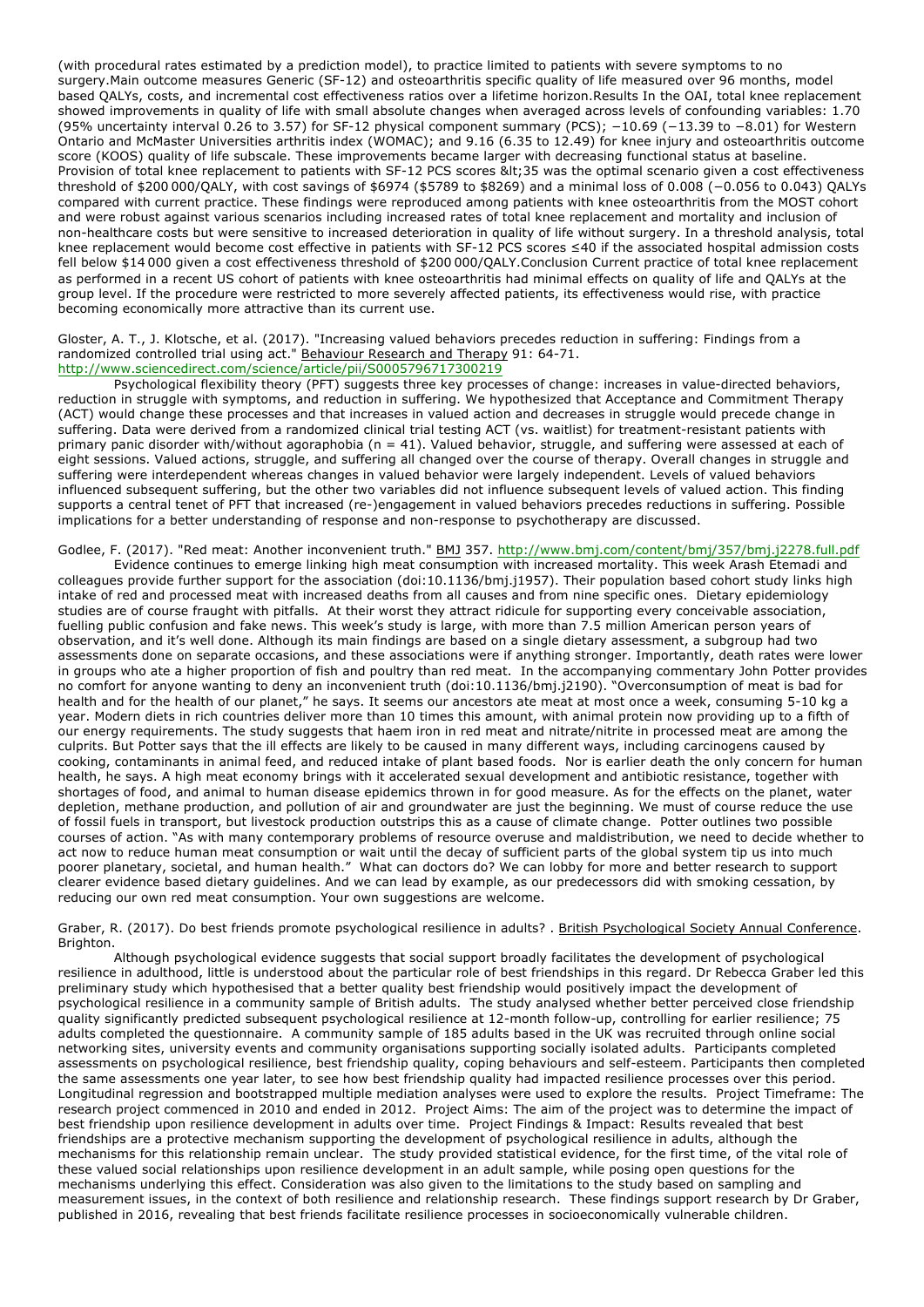(with procedural rates estimated by a prediction model), to practice limited to patients with severe symptoms to no surgery.Main outcome measures Generic (SF-12) and osteoarthritis specific quality of life measured over 96 months, model based QALYs, costs, and incremental cost effectiveness ratios over a lifetime horizon.Results In the OAI, total knee replacement showed improvements in quality of life with small absolute changes when averaged across levels of confounding variables: 1.70 (95% uncertainty interval 0.26 to 3.57) for SF-12 physical component summary (PCS); −10.69 (−13.39 to −8.01) for Western Ontario and McMaster Universities arthritis index (WOMAC); and 9.16 (6.35 to 12.49) for knee injury and osteoarthritis outcome score (KOOS) quality of life subscale. These improvements became larger with decreasing functional status at baseline. Provision of total knee replacement to patients with SF-12 PCS scores &lt;35 was the optimal scenario given a cost effectiveness threshold of $200 000/QALY, with cost savings of $6974 ($5789 to $8269) and a minimal loss of 0.008 (−0.056 to 0.043) QALYs compared with current practice. These findings were reproduced among patients with knee osteoarthritis from the MOST cohort and were robust against various scenarios including increased rates of total knee replacement and mortality and inclusion of non-healthcare costs but were sensitive to increased deterioration in quality of life without surgery. In a threshold analysis, total knee replacement would become cost effective in patients with SF-12 PCS scores ≤40 if the associated hospital admission costs fell below $14 000 given a cost effectiveness threshold of $200 000/QALY.Conclusion Current practice of total knee replacement as performed in a recent US cohort of patients with knee osteoarthritis had minimal effects on quality of life and QALYs at the group level. If the procedure were restricted to more severely affected patients, its effectiveness would rise, with practice becoming economically more attractive than its current use.

Gloster, A. T., J. Klotsche, et al. (2017). "Increasing valued behaviors precedes reduction in suffering: Findings from a randomized controlled trial using act." Behaviour Research and Therapy 91: 64-71. http://www.sciencedirect.com/science/article/pii/S0005796717300219

Psychological flexibility theory (PFT) suggests three key processes of change: increases in value-directed behaviors, reduction in struggle with symptoms, and reduction in suffering. We hypothesized that Acceptance and Commitment Therapy (ACT) would change these processes and that increases in valued action and decreases in struggle would precede change in suffering. Data were derived from a randomized clinical trial testing ACT (vs. waitlist) for treatment-resistant patients with primary panic disorder with/without agoraphobia (n = 41). Valued behavior, struggle, and suffering were assessed at each of eight sessions. Valued actions, struggle, and suffering all changed over the course of therapy. Overall changes in struggle and suffering were interdependent whereas changes in valued behavior were largely independent. Levels of valued behaviors influenced subsequent suffering, but the other two variables did not influence subsequent levels of valued action. This finding supports a central tenet of PFT that increased (re-)engagement in valued behaviors precedes reductions in suffering. Possible implications for a better understanding of response and non-response to psychotherapy are discussed.

Godlee, F. (2017). "Red meat: Another inconvenient truth." BMJ 357. http://www.bmj.com/content/bmj/357/bmj.j2278.full.pdf

Evidence continues to emerge linking high meat consumption with increased mortality. This week Arash Etemadi and colleagues provide further support for the association (doi:10.1136/bmj.j1957). Their population based cohort study links high intake of red and processed meat with increased deaths from all causes and from nine specific ones. Dietary epidemiology studies are of course fraught with pitfalls. At their worst they attract ridicule for supporting every conceivable association, fuelling public confusion and fake news. This week's study is large, with more than 7.5 million American person years of observation, and it's well done. Although its main findings are based on a single dietary assessment, a subgroup had two assessments done on separate occasions, and these associations were if anything stronger. Importantly, death rates were lower in groups who ate a higher proportion of fish and poultry than red meat. In the accompanying commentary John Potter provides no comfort for anyone wanting to deny an inconvenient truth (doi:10.1136/bmj.j2190). "Overconsumption of meat is bad for health and for the health of our planet," he says. It seems our ancestors ate meat at most once a week, consuming 5-10 kg a year. Modern diets in rich countries deliver more than 10 times this amount, with animal protein now providing up to a fifth of our energy requirements. The study suggests that haem iron in red meat and nitrate/nitrite in processed meat are among the culprits. But Potter says that the ill effects are likely to be caused in many different ways, including carcinogens caused by cooking, contaminants in animal feed, and reduced intake of plant based foods. Nor is earlier death the only concern for human health, he says. A high meat economy brings with it accelerated sexual development and antibiotic resistance, together with shortages of food, and animal to human disease epidemics thrown in for good measure. As for the effects on the planet, water depletion, methane production, and pollution of air and groundwater are just the beginning. We must of course reduce the use of fossil fuels in transport, but livestock production outstrips this as a cause of climate change. Potter outlines two possible courses of action. "As with many contemporary problems of resource overuse and maldistribution, we need to decide whether to act now to reduce human meat consumption or wait until the decay of sufficient parts of the global system tip us into much poorer planetary, societal, and human health." What can doctors do? We can lobby for more and better research to support clearer evidence based dietary guidelines. And we can lead by example, as our predecessors did with smoking cessation, by reducing our own red meat consumption. Your own suggestions are welcome.

Graber, R. (2017). Do best friends promote psychological resilience in adults? . British Psychological Society Annual Conference. Brighton.

Although psychological evidence suggests that social support broadly facilitates the development of psychological resilience in adulthood, little is understood about the particular role of best friendships in this regard. Dr Rebecca Graber led this preliminary study which hypothesised that a better quality best friendship would positively impact the development of psychological resilience in a community sample of British adults. The study analysed whether better perceived close friendship quality significantly predicted subsequent psychological resilience at 12-month follow-up, controlling for earlier resilience; 75 adults completed the questionnaire. A community sample of 185 adults based in the UK was recruited through online social networking sites, university events and community organisations supporting socially isolated adults. Participants completed assessments on psychological resilience, best friendship quality, coping behaviours and self-esteem. Participants then completed the same assessments one year later, to see how best friendship quality had impacted resilience processes over this period. Longitudinal regression and bootstrapped multiple mediation analyses were used to explore the results. Project Timeframe: The research project commenced in 2010 and ended in 2012. Project Aims: The aim of the project was to determine the impact of best friendship upon resilience development in adults over time. Project Findings & Impact: Results revealed that best friendships are a protective mechanism supporting the development of psychological resilience in adults, although the mechanisms for this relationship remain unclear. The study provided statistical evidence, for the first time, of the vital role of these valued social relationships upon resilience development in an adult sample, while posing open questions for the mechanisms underlying this effect. Consideration was also given to the limitations to the study based on sampling and measurement issues, in the context of both resilience and relationship research. These findings support research by Dr Graber, published in 2016, revealing that best friends facilitate resilience processes in socioeconomically vulnerable children.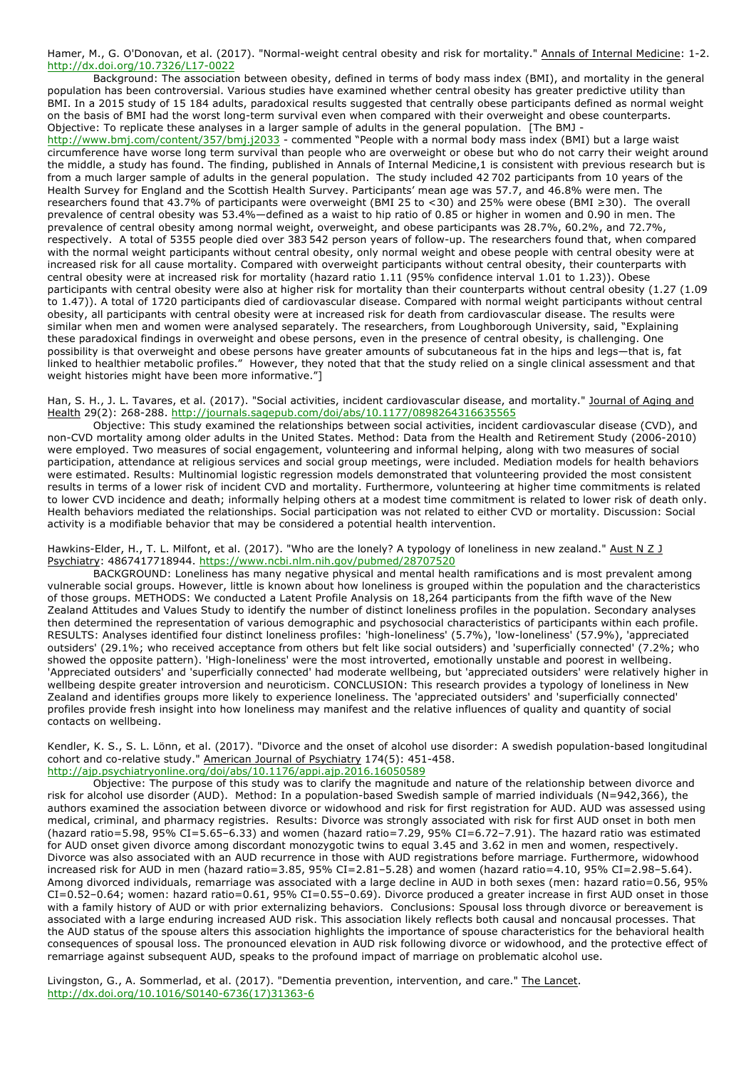Hamer, M., G. O'Donovan, et al. (2017). "Normal-weight central obesity and risk for mortality." Annals of Internal Medicine: 1-2. http://dx.doi.org/10.7326/L17-0022

Background: The association between obesity, defined in terms of body mass index (BMI), and mortality in the general population has been controversial. Various studies have examined whether central obesity has greater predictive utility than BMI. In a 2015 study of 15 184 adults, paradoxical results suggested that centrally obese participants defined as normal weight on the basis of BMI had the worst long-term survival even when compared with their overweight and obese counterparts. Objective: To replicate these analyses in a larger sample of adults in the general population. [The BMJ - http://www.bmj.com/content/357/bmj.j2033 - commented "People with a normal body mass index (BMI) but a large waist circumference have worse long term survival than people who are overweight or obese but who do not carry their weight around the middle, a study has found. The finding, published in Annals of Internal Medicine,1 is consistent with previous research but is from a much larger sample of adults in the general population. The study included 42 702 participants from 10 years of the Health Survey for England and the Scottish Health Survey. Participants' mean age was 57.7, and 46.8% were men. The researchers found that 43.7% of participants were overweight (BMI 25 to <30) and 25% were obese (BMI ≥30). The overall prevalence of central obesity was 53.4%—defined as a waist to hip ratio of 0.85 or higher in women and 0.90 in men. The prevalence of central obesity among normal weight, overweight, and obese participants was 28.7%, 60.2%, and 72.7%, respectively. A total of 5355 people died over 383 542 person years of follow-up. The researchers found that, when compared with the normal weight participants without central obesity, only normal weight and obese people with central obesity were at increased risk for all cause mortality. Compared with overweight participants without central obesity, their counterparts with central obesity were at increased risk for mortality (hazard ratio 1.11 (95% confidence interval 1.01 to 1.23)). Obese participants with central obesity were also at higher risk for mortality than their counterparts without central obesity (1.27 (1.09 to 1.47)). A total of 1720 participants died of cardiovascular disease. Compared with normal weight participants without central obesity, all participants with central obesity were at increased risk for death from cardiovascular disease. The results were similar when men and women were analysed separately. The researchers, from Loughborough University, said, "Explaining these paradoxical findings in overweight and obese persons, even in the presence of central obesity, is challenging. One possibility is that overweight and obese persons have greater amounts of subcutaneous fat in the hips and legs—that is, fat linked to healthier metabolic profiles." However, they noted that that the study relied on a single clinical assessment and that weight histories might have been more informative."]

Han, S. H., J. L. Tavares, et al. (2017). "Social activities, incident cardiovascular disease, and mortality." Journal of Aging and Health 29(2): 268-288. http://journals.sagepub.com/doi/abs/10.1177/0898264316635565

Objective: This study examined the relationships between social activities, incident cardiovascular disease (CVD), and non-CVD mortality among older adults in the United States. Method: Data from the Health and Retirement Study (2006-2010) were employed. Two measures of social engagement, volunteering and informal helping, along with two measures of social participation, attendance at religious services and social group meetings, were included. Mediation models for health behaviors were estimated. Results: Multinomial logistic regression models demonstrated that volunteering provided the most consistent results in terms of a lower risk of incident CVD and mortality. Furthermore, volunteering at higher time commitments is related to lower CVD incidence and death; informally helping others at a modest time commitment is related to lower risk of death only. Health behaviors mediated the relationships. Social participation was not related to either CVD or mortality. Discussion: Social activity is a modifiable behavior that may be considered a potential health intervention.

Hawkins-Elder, H., T. L. Milfont, et al. (2017). "Who are the lonely? A typology of loneliness in new zealand." Aust N Z J Psychiatry: 4867417718944. https://www.ncbi.nlm.nih.gov/pubmed/28707520

BACKGROUND: Loneliness has many negative physical and mental health ramifications and is most prevalent among vulnerable social groups. However, little is known about how loneliness is grouped within the population and the characteristics of those groups. METHODS: We conducted a Latent Profile Analysis on 18,264 participants from the fifth wave of the New Zealand Attitudes and Values Study to identify the number of distinct loneliness profiles in the population. Secondary analyses then determined the representation of various demographic and psychosocial characteristics of participants within each profile. RESULTS: Analyses identified four distinct loneliness profiles: 'high-loneliness' (5.7%), 'low-loneliness' (57.9%), 'appreciated outsiders' (29.1%; who received acceptance from others but felt like social outsiders) and 'superficially connected' (7.2%; who showed the opposite pattern). 'High-loneliness' were the most introverted, emotionally unstable and poorest in wellbeing. 'Appreciated outsiders' and 'superficially connected' had moderate wellbeing, but 'appreciated outsiders' were relatively higher in wellbeing despite greater introversion and neuroticism. CONCLUSION: This research provides a typology of loneliness in New Zealand and identifies groups more likely to experience loneliness. The 'appreciated outsiders' and 'superficially connected' profiles provide fresh insight into how loneliness may manifest and the relative influences of quality and quantity of social contacts on wellbeing.

Kendler, K. S., S. L. Lönn, et al. (2017). "Divorce and the onset of alcohol use disorder: A swedish population-based longitudinal cohort and co-relative study." American Journal of Psychiatry 174(5): 451-458. http://ajp.psychiatryonline.org/doi/abs/10.1176/appi.ajp.2016.16050589

Objective: The purpose of this study was to clarify the magnitude and nature of the relationship between divorce and risk for alcohol use disorder (AUD). Method: In a population-based Swedish sample of married individuals (N=942,366), the authors examined the association between divorce or widowhood and risk for first registration for AUD. AUD was assessed using medical, criminal, and pharmacy registries. Results: Divorce was strongly associated with risk for first AUD onset in both men (hazard ratio=5.98, 95% CI=5.65–6.33) and women (hazard ratio=7.29, 95% CI=6.72–7.91). The hazard ratio was estimated for AUD onset given divorce among discordant monozygotic twins to equal 3.45 and 3.62 in men and women, respectively. Divorce was also associated with an AUD recurrence in those with AUD registrations before marriage. Furthermore, widowhood increased risk for AUD in men (hazard ratio=3.85, 95% CI=2.81–5.28) and women (hazard ratio=4.10, 95% CI=2.98–5.64). Among divorced individuals, remarriage was associated with a large decline in AUD in both sexes (men: hazard ratio=0.56, 95% CI=0.52–0.64; women: hazard ratio=0.61, 95% CI=0.55–0.69). Divorce produced a greater increase in first AUD onset in those with a family history of AUD or with prior externalizing behaviors. Conclusions: Spousal loss through divorce or bereavement is associated with a large enduring increased AUD risk. This association likely reflects both causal and noncausal processes. That the AUD status of the spouse alters this association highlights the importance of spouse characteristics for the behavioral health consequences of spousal loss. The pronounced elevation in AUD risk following divorce or widowhood, and the protective effect of remarriage against subsequent AUD, speaks to the profound impact of marriage on problematic alcohol use.

Livingston, G., A. Sommerlad, et al. (2017). "Dementia prevention, intervention, and care." The Lancet. http://dx.doi.org/10.1016/S0140-6736(17)31363-6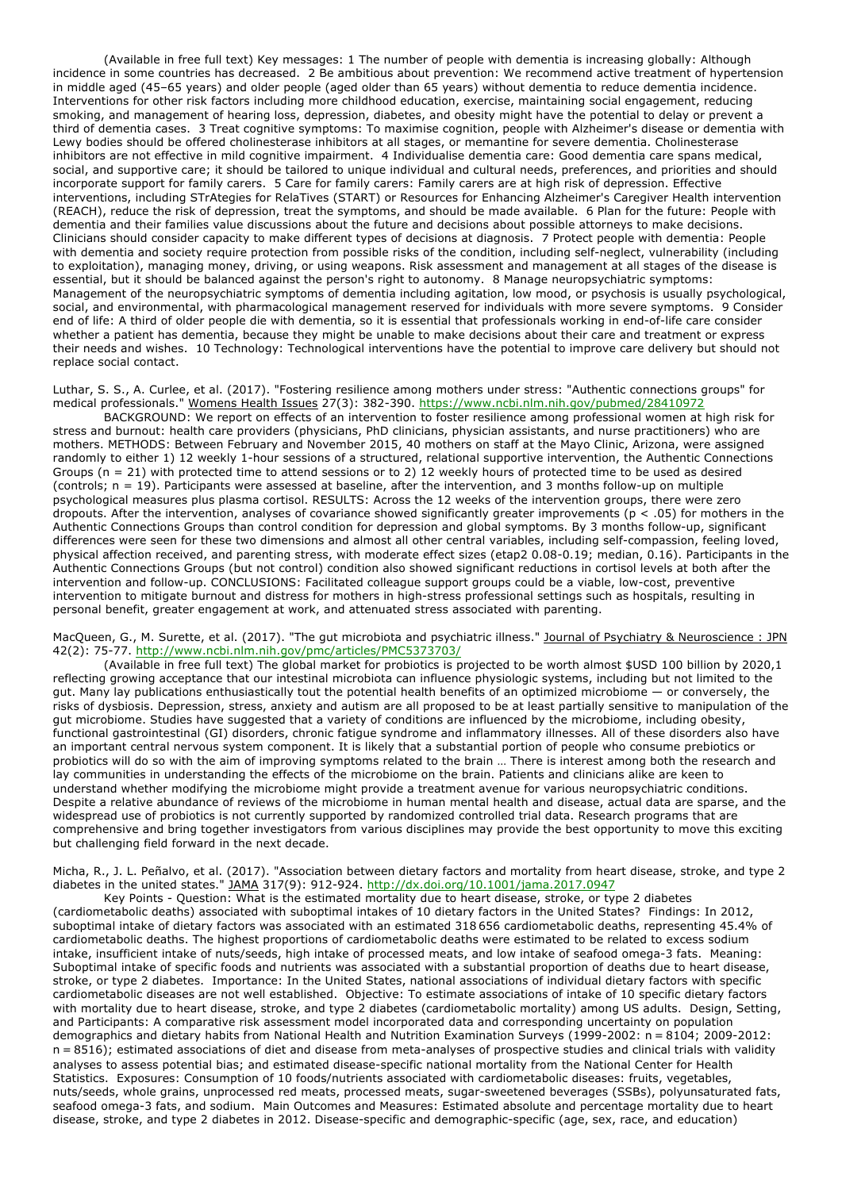(Available in free full text) Key messages: 1 The number of people with dementia is increasing globally: Although incidence in some countries has decreased. 2 Be ambitious about prevention: We recommend active treatment of hypertension in middle aged (45–65 years) and older people (aged older than 65 years) without dementia to reduce dementia incidence. Interventions for other risk factors including more childhood education, exercise, maintaining social engagement, reducing smoking, and management of hearing loss, depression, diabetes, and obesity might have the potential to delay or prevent a third of dementia cases. 3 Treat cognitive symptoms: To maximise cognition, people with Alzheimer's disease or dementia with Lewy bodies should be offered cholinesterase inhibitors at all stages, or memantine for severe dementia. Cholinesterase inhibitors are not effective in mild cognitive impairment. 4 Individualise dementia care: Good dementia care spans medical, social, and supportive care; it should be tailored to unique individual and cultural needs, preferences, and priorities and should incorporate support for family carers. 5 Care for family carers: Family carers are at high risk of depression. Effective interventions, including STrAtegies for RelaTives (START) or Resources for Enhancing Alzheimer's Caregiver Health intervention (REACH), reduce the risk of depression, treat the symptoms, and should be made available. 6 Plan for the future: People with dementia and their families value discussions about the future and decisions about possible attorneys to make decisions. Clinicians should consider capacity to make different types of decisions at diagnosis. 7 Protect people with dementia: People with dementia and society require protection from possible risks of the condition, including self-neglect, vulnerability (including to exploitation), managing money, driving, or using weapons. Risk assessment and management at all stages of the disease is essential, but it should be balanced against the person's right to autonomy. 8 Manage neuropsychiatric symptoms: Management of the neuropsychiatric symptoms of dementia including agitation, low mood, or psychosis is usually psychological, social, and environmental, with pharmacological management reserved for individuals with more severe symptoms. 9 Consider end of life: A third of older people die with dementia, so it is essential that professionals working in end-of-life care consider whether a patient has dementia, because they might be unable to make decisions about their care and treatment or express their needs and wishes. 10 Technology: Technological interventions have the potential to improve care delivery but should not replace social contact.

Luthar, S. S., A. Curlee, et al. (2017). "Fostering resilience among mothers under stress: "Authentic connections groups" for medical professionals." Womens Health Issues 27(3): 382-390. https://www.ncbi.nlm.nih.gov/pubmed/28410972

BACKGROUND: We report on effects of an intervention to foster resilience among professional women at high risk for stress and burnout: health care providers (physicians, PhD clinicians, physician assistants, and nurse practitioners) who are mothers. METHODS: Between February and November 2015, 40 mothers on staff at the Mayo Clinic, Arizona, were assigned randomly to either 1) 12 weekly 1-hour sessions of a structured, relational supportive intervention, the Authentic Connections Groups ($n = 21$) with protected time to attend sessions or to 2) 12 weekly hours of protected time to be used as desired (controls; $n = 19$). Participants were assessed at baseline, after the intervention, and 3 months follow-up on multiple psychological measures plus plasma cortisol. RESULTS: Across the 12 weeks of the intervention groups, there were zero dropouts. After the intervention, analyses of covariance showed significantly greater improvements ($p < .05$) for mothers in the Authentic Connections Groups than control condition for depression and global symptoms. By 3 months follow-up, significant differences were seen for these two dimensions and almost all other central variables, including self-compassion, feeling loved, physical affection received, and parenting stress, with moderate effect sizes (etap2 0.08-0.19; median, 0.16). Participants in the Authentic Connections Groups (but not control) condition also showed significant reductions in cortisol levels at both after the intervention and follow-up. CONCLUSIONS: Facilitated colleague support groups could be a viable, low-cost, preventive intervention to mitigate burnout and distress for mothers in high-stress professional settings such as hospitals, resulting in personal benefit, greater engagement at work, and attenuated stress associated with parenting.

MacQueen, G., M. Surette, et al. (2017). "The gut microbiota and psychiatric illness." Journal of Psychiatry & Neuroscience : JPN 42(2): 75-77. http://www.ncbi.nlm.nih.gov/pmc/articles/PMC5373703/

(Available in free full text) The global market for probiotics is projected to be worth almost $USD 100 billion by 2020,1 reflecting growing acceptance that our intestinal microbiota can influence physiologic systems, including but not limited to the gut. Many lay publications enthusiastically tout the potential health benefits of an optimized microbiome — or conversely, the risks of dysbiosis. Depression, stress, anxiety and autism are all proposed to be at least partially sensitive to manipulation of the gut microbiome. Studies have suggested that a variety of conditions are influenced by the microbiome, including obesity, functional gastrointestinal (GI) disorders, chronic fatigue syndrome and inflammatory illnesses. All of these disorders also have an important central nervous system component. It is likely that a substantial portion of people who consume prebiotics or probiotics will do so with the aim of improving symptoms related to the brain … There is interest among both the research and lay communities in understanding the effects of the microbiome on the brain. Patients and clinicians alike are keen to understand whether modifying the microbiome might provide a treatment avenue for various neuropsychiatric conditions. Despite a relative abundance of reviews of the microbiome in human mental health and disease, actual data are sparse, and the widespread use of probiotics is not currently supported by randomized controlled trial data. Research programs that are comprehensive and bring together investigators from various disciplines may provide the best opportunity to move this exciting but challenging field forward in the next decade.

Micha, R., J. L. Peñalvo, et al. (2017). "Association between dietary factors and mortality from heart disease, stroke, and type 2 diabetes in the united states." JAMA 317(9): 912-924. http://dx.doi.org/10.1001/jama.2017.0947

Key Points - Question: What is the estimated mortality due to heart disease, stroke, or type 2 diabetes (cardiometabolic deaths) associated with suboptimal intakes of 10 dietary factors in the United States? Findings: In 2012, suboptimal intake of dietary factors was associated with an estimated 318 656 cardiometabolic deaths, representing 45.4% of cardiometabolic deaths. The highest proportions of cardiometabolic deaths were estimated to be related to excess sodium intake, insufficient intake of nuts/seeds, high intake of processed meats, and low intake of seafood omega-3 fats. Meaning: Suboptimal intake of specific foods and nutrients was associated with a substantial proportion of deaths due to heart disease, stroke, or type 2 diabetes. Importance: In the United States, national associations of individual dietary factors with specific cardiometabolic diseases are not well established. Objective: To estimate associations of intake of 10 specific dietary factors with mortality due to heart disease, stroke, and type 2 diabetes (cardiometabolic mortality) among US adults. Design, Setting, and Participants: A comparative risk assessment model incorporated data and corresponding uncertainty on population demographics and dietary habits from National Health and Nutrition Examination Surveys (1999-2002: $n = 8104$; 2009-2012: $n = 8516$); estimated associations of diet and disease from meta-analyses of prospective studies and clinical trials with validity analyses to assess potential bias; and estimated disease-specific national mortality from the National Center for Health Statistics. Exposures: Consumption of 10 foods/nutrients associated with cardiometabolic diseases: fruits, vegetables, nuts/seeds, whole grains, unprocessed red meats, processed meats, sugar-sweetened beverages (SSBs), polyunsaturated fats, seafood omega-3 fats, and sodium. Main Outcomes and Measures: Estimated absolute and percentage mortality due to heart disease, stroke, and type 2 diabetes in 2012. Disease-specific and demographic-specific (age, sex, race, and education)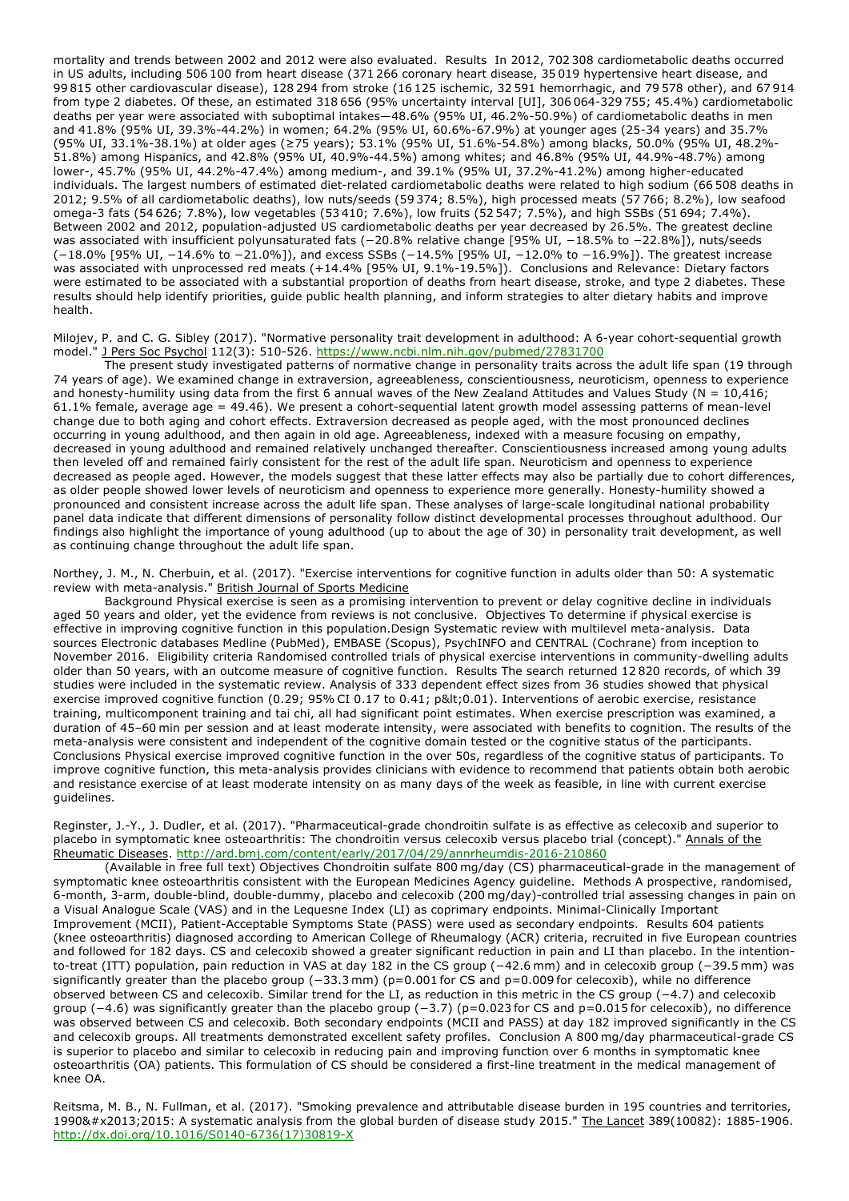mortality and trends between 2002 and 2012 were also evaluated. Results In 2012, 702 308 cardiometabolic deaths occurred in US adults, including 506 100 from heart disease (371 266 coronary heart disease, 35 019 hypertensive heart disease, and 99 815 other cardiovascular disease), 128 294 from stroke (16 125 ischemic, 32 591 hemorrhagic, and 79 578 other), and 67 914 from type 2 diabetes. Of these, an estimated 318 656 (95% uncertainty interval [UI], 306 064-329 755; 45.4%) cardiometabolic deaths per year were associated with suboptimal intakes—48.6% (95% UI, 46.2%-50.9%) of cardiometabolic deaths in men and 41.8% (95% UI, 39.3%-44.2%) in women; 64.2% (95% UI, 60.6%-67.9%) at younger ages (25-34 years) and 35.7% (95% UI, 33.1%-38.1%) at older ages (≥75 years); 53.1% (95% UI, 51.6%-54.8%) among blacks, 50.0% (95% UI, 48.2%-51.8%) among Hispanics, and 42.8% (95% UI, 40.9%-44.5%) among whites; and 46.8% (95% UI, 44.9%-48.7%) among lower-, 45.7% (95% UI, 44.2%-47.4%) among medium-, and 39.1% (95% UI, 37.2%-41.2%) among higher-educated individuals. The largest numbers of estimated diet-related cardiometabolic deaths were related to high sodium (66 508 deaths in 2012; 9.5% of all cardiometabolic deaths), low nuts/seeds (59 374; 8.5%), high processed meats (57 766; 8.2%), low seafood omega-3 fats (54 626; 7.8%), low vegetables (53 410; 7.6%), low fruits (52 547; 7.5%), and high SSBs (51 694; 7.4%). Between 2002 and 2012, population-adjusted US cardiometabolic deaths per year decreased by 26.5%. The greatest decline was associated with insufficient polyunsaturated fats (−20.8% relative change [95% UI, −18.5% to −22.8%]), nuts/seeds (−18.0% [95% UI, −14.6% to −21.0%]), and excess SSBs (−14.5% [95% UI, −12.0% to −16.9%]). The greatest increase was associated with unprocessed red meats (+14.4% [95% UI, 9.1%-19.5%]). Conclusions and Relevance: Dietary factors were estimated to be associated with a substantial proportion of deaths from heart disease, stroke, and type 2 diabetes. These results should help identify priorities, guide public health planning, and inform strategies to alter dietary habits and improve health.

Milojev, P. and C. G. Sibley (2017). "Normative personality trait development in adulthood: A 6-year cohort-sequential growth model." J Pers Soc Psychol 112(3): 510-526. https://www.ncbi.nlm.nih.gov/pubmed/27831700

The present study investigated patterns of normative change in personality traits across the adult life span (19 through 74 years of age). We examined change in extraversion, agreeableness, conscientiousness, neuroticism, openness to experience and honesty-humility using data from the first 6 annual waves of the New Zealand Attitudes and Values Study (N = 10,416; 61.1% female, average age = 49.46). We present a cohort-sequential latent growth model assessing patterns of mean-level change due to both aging and cohort effects. Extraversion decreased as people aged, with the most pronounced declines occurring in young adulthood, and then again in old age. Agreeableness, indexed with a measure focusing on empathy, decreased in young adulthood and remained relatively unchanged thereafter. Conscientiousness increased among young adults then leveled off and remained fairly consistent for the rest of the adult life span. Neuroticism and openness to experience decreased as people aged. However, the models suggest that these latter effects may also be partially due to cohort differences, as older people showed lower levels of neuroticism and openness to experience more generally. Honesty-humility showed a pronounced and consistent increase across the adult life span. These analyses of large-scale longitudinal national probability panel data indicate that different dimensions of personality follow distinct developmental processes throughout adulthood. Our findings also highlight the importance of young adulthood (up to about the age of 30) in personality trait development, as well as continuing change throughout the adult life span.

Northey, J. M., N. Cherbuin, et al. (2017). "Exercise interventions for cognitive function in adults older than 50: A systematic review with meta-analysis." British Journal of Sports Medicine

Background Physical exercise is seen as a promising intervention to prevent or delay cognitive decline in individuals aged 50 years and older, yet the evidence from reviews is not conclusive. Objectives To determine if physical exercise is effective in improving cognitive function in this population.Design Systematic review with multilevel meta-analysis. Data sources Electronic databases Medline (PubMed), EMBASE (Scopus), PsychINFO and CENTRAL (Cochrane) from inception to November 2016. Eligibility criteria Randomised controlled trials of physical exercise interventions in community-dwelling adults older than 50 years, with an outcome measure of cognitive function. Results The search returned 12 820 records, of which 39 studies were included in the systematic review. Analysis of 333 dependent effect sizes from 36 studies showed that physical exercise improved cognitive function (0.29; 95% CI 0.17 to 0.41; p&lt;0.01). Interventions of aerobic exercise, resistance training, multicomponent training and tai chi, all had significant point estimates. When exercise prescription was examined, a duration of 45–60 min per session and at least moderate intensity, were associated with benefits to cognition. The results of the meta-analysis were consistent and independent of the cognitive domain tested or the cognitive status of the participants. Conclusions Physical exercise improved cognitive function in the over 50s, regardless of the cognitive status of participants. To improve cognitive function, this meta-analysis provides clinicians with evidence to recommend that patients obtain both aerobic and resistance exercise of at least moderate intensity on as many days of the week as feasible, in line with current exercise guidelines.

Reginster, J.-Y., J. Dudler, et al. (2017). "Pharmaceutical-grade chondroitin sulfate is as effective as celecoxib and superior to placebo in symptomatic knee osteoarthritis: The chondroitin versus celecoxib versus placebo trial (concept)." Annals of the Rheumatic Diseases. http://ard.bmj.com/content/early/2017/04/29/annrheumdis-2016-210860

(Available in free full text) Objectives Chondroitin sulfate 800 mg/day (CS) pharmaceutical-grade in the management of symptomatic knee osteoarthritis consistent with the European Medicines Agency guideline. Methods A prospective, randomised, 6-month, 3-arm, double-blind, double-dummy, placebo and celecoxib (200 mg/day)-controlled trial assessing changes in pain on a Visual Analogue Scale (VAS) and in the Lequesne Index (LI) as coprimary endpoints. Minimal-Clinically Important Improvement (MCII), Patient-Acceptable Symptoms State (PASS) were used as secondary endpoints. Results 604 patients (knee osteoarthritis) diagnosed according to American College of Rheumatology (ACR) criteria, recruited in five European countries and followed for 182 days. CS and celecoxib showed a greater significant reduction in pain and LI than placebo. In the intention-to-treat (ITT) population, pain reduction in VAS at day 182 in the CS group (−42.6 mm) and in celecoxib group (−39.5 mm) was significantly greater than the placebo group (−33.3 mm) (p=0.001 for CS and p=0.009 for celecoxib), while no difference observed between CS and celecoxib. Similar trend for the LI, as reduction in this metric in the CS group (−4.7) and celecoxib group (−4.6) was significantly greater than the placebo group (−3.7) (p=0.023 for CS and p=0.015 for celecoxib), no difference was observed between CS and celecoxib. Both secondary endpoints (MCII and PASS) at day 182 improved significantly in the CS and celecoxib groups. All treatments demonstrated excellent safety profiles. Conclusion A 800 mg/day pharmaceutical-grade CS is superior to placebo and similar to celecoxib in reducing pain and improving function over 6 months in symptomatic knee osteoarthritis (OA) patients. This formulation of CS should be considered a first-line treatment in the medical management of knee OA.

Reitsma, M. B., N. Fullman, et al. (2017). "Smoking prevalence and attributable disease burden in 195 countries and territories, 1990&#x2013;2015: A systematic analysis from the global burden of disease study 2015." The Lancet 389(10082): 1885-1906. http://dx.doi.org/10.1016/S0140-6736(17)30819-X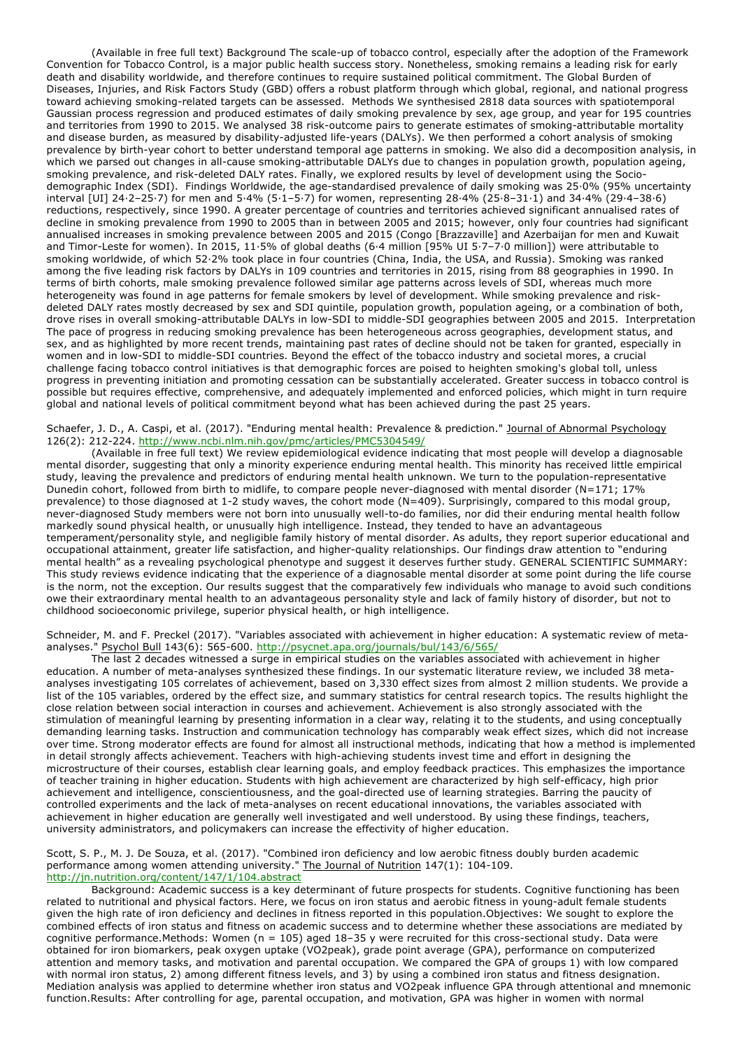(Available in free full text) Background The scale-up of tobacco control, especially after the adoption of the Framework Convention for Tobacco Control, is a major public health success story. Nonetheless, smoking remains a leading risk for early death and disability worldwide, and therefore continues to require sustained political commitment. The Global Burden of Diseases, Injuries, and Risk Factors Study (GBD) offers a robust platform through which global, regional, and national progress toward achieving smoking-related targets can be assessed. Methods We synthesised 2818 data sources with spatiotemporal Gaussian process regression and produced estimates of daily smoking prevalence by sex, age group, and year for 195 countries and territories from 1990 to 2015. We analysed 38 risk-outcome pairs to generate estimates of smoking-attributable mortality and disease burden, as measured by disability-adjusted life-years (DALYs). We then performed a cohort analysis of smoking prevalence by birth-year cohort to better understand temporal age patterns in smoking. We also did a decomposition analysis, in which we parsed out changes in all-cause smoking-attributable DALYs due to changes in population growth, population ageing, smoking prevalence, and risk-deleted DALY rates. Finally, we explored results by level of development using the Socio-demographic Index (SDI). Findings Worldwide, the age-standardised prevalence of daily smoking was 25·0% (95% uncertainty interval [UI] 24·2–25·7) for men and 5·4% (5·1–5·7) for women, representing 28·4% (25·8–31·1) and 34·4% (29·4–38·6) reductions, respectively, since 1990. A greater percentage of countries and territories achieved significant annualised rates of decline in smoking prevalence from 1990 to 2005 than in between 2005 and 2015; however, only four countries had significant annualised increases in smoking prevalence between 2005 and 2015 (Congo [Brazzaville] and Azerbaijan for men and Kuwait and Timor-Leste for women). In 2015, 11·5% of global deaths (6·4 million [95% UI 5·7–7·0 million]) were attributable to smoking worldwide, of which 52·2% took place in four countries (China, India, the USA, and Russia). Smoking was ranked among the five leading risk factors by DALYs in 109 countries and territories in 2015, rising from 88 geographies in 1990. In terms of birth cohorts, male smoking prevalence followed similar age patterns across levels of SDI, whereas much more heterogeneity was found in age patterns for female smokers by level of development. While smoking prevalence and risk-deleted DALY rates mostly decreased by sex and SDI quintile, population growth, population ageing, or a combination of both, drove rises in overall smoking-attributable DALYs in low-SDI to middle-SDI geographies between 2005 and 2015. Interpretation The pace of progress in reducing smoking prevalence has been heterogeneous across geographies, development status, and sex, and as highlighted by more recent trends, maintaining past rates of decline should not be taken for granted, especially in women and in low-SDI to middle-SDI countries. Beyond the effect of the tobacco industry and societal mores, a crucial challenge facing tobacco control initiatives is that demographic forces are poised to heighten smoking's global toll, unless progress in preventing initiation and promoting cessation can be substantially accelerated. Greater success in tobacco control is possible but requires effective, comprehensive, and adequately implemented and enforced policies, which might in turn require global and national levels of political commitment beyond what has been achieved during the past 25 years.

Schaefer, J. D., A. Caspi, et al. (2017). "Enduring mental health: Prevalence & prediction." Journal of Abnormal Psychology 126(2): 212-224. http://www.ncbi.nlm.nih.gov/pmc/articles/PMC5304549/

(Available in free full text) We review epidemiological evidence indicating that most people will develop a diagnosable mental disorder, suggesting that only a minority experience enduring mental health. This minority has received little empirical study, leaving the prevalence and predictors of enduring mental health unknown. We turn to the population-representative Dunedin cohort, followed from birth to midlife, to compare people never-diagnosed with mental disorder (N=171; 17% prevalence) to those diagnosed at 1-2 study waves, the cohort mode (N=409). Surprisingly, compared to this modal group, never-diagnosed Study members were not born into unusually well-to-do families, nor did their enduring mental health follow markedly sound physical health, or unusually high intelligence. Instead, they tended to have an advantageous temperament/personality style, and negligible family history of mental disorder. As adults, they report superior educational and occupational attainment, greater life satisfaction, and higher-quality relationships. Our findings draw attention to "enduring mental health" as a revealing psychological phenotype and suggest it deserves further study. GENERAL SCIENTIFIC SUMMARY: This study reviews evidence indicating that the experience of a diagnosable mental disorder at some point during the life course is the norm, not the exception. Our results suggest that the comparatively few individuals who manage to avoid such conditions owe their extraordinary mental health to an advantageous personality style and lack of family history of disorder, but not to childhood socioeconomic privilege, superior physical health, or high intelligence.

Schneider, M. and F. Preckel (2017). "Variables associated with achievement in higher education: A systematic review of meta-analyses." Psychol Bull 143(6): 565-600. http://psycnet.apa.org/journals/bul/143/6/565/

The last 2 decades witnessed a surge in empirical studies on the variables associated with achievement in higher education. A number of meta-analyses synthesized these findings. In our systematic literature review, we included 38 meta-analyses investigating 105 correlates of achievement, based on 3,330 effect sizes from almost 2 million students. We provide a list of the 105 variables, ordered by the effect size, and summary statistics for central research topics. The results highlight the close relation between social interaction in courses and achievement. Achievement is also strongly associated with the stimulation of meaningful learning by presenting information in a clear way, relating it to the students, and using conceptually demanding learning tasks. Instruction and communication technology has comparably weak effect sizes, which did not increase over time. Strong moderator effects are found for almost all instructional methods, indicating that how a method is implemented in detail strongly affects achievement. Teachers with high-achieving students invest time and effort in designing the microstructure of their courses, establish clear learning goals, and employ feedback practices. This emphasizes the importance of teacher training in higher education. Students with high achievement are characterized by high self-efficacy, high prior achievement and intelligence, conscientiousness, and the goal-directed use of learning strategies. Barring the paucity of controlled experiments and the lack of meta-analyses on recent educational innovations, the variables associated with achievement in higher education are generally well investigated and well understood. By using these findings, teachers, university administrators, and policymakers can increase the effectivity of higher education.

Scott, S. P., M. J. De Souza, et al. (2017). "Combined iron deficiency and low aerobic fitness doubly burden academic performance among women attending university." The Journal of Nutrition 147(1): 104-109. http://jn.nutrition.org/content/147/1/104.abstract

Background: Academic success is a key determinant of future prospects for students. Cognitive functioning has been related to nutritional and physical factors. Here, we focus on iron status and aerobic fitness in young-adult female students given the high rate of iron deficiency and declines in fitness reported in this population.Objectives: We sought to explore the combined effects of iron status and fitness on academic success and to determine whether these associations are mediated by cognitive performance.Methods: Women (n = 105) aged 18–35 y were recruited for this cross-sectional study. Data were obtained for iron biomarkers, peak oxygen uptake (VO2peak), grade point average (GPA), performance on computerized attention and memory tasks, and motivation and parental occupation. We compared the GPA of groups 1) with low compared with normal iron status, 2) among different fitness levels, and 3) by using a combined iron status and fitness designation. Mediation analysis was applied to determine whether iron status and VO2peak influence GPA through attentional and mnemonic function.Results: After controlling for age, parental occupation, and motivation, GPA was higher in women with normal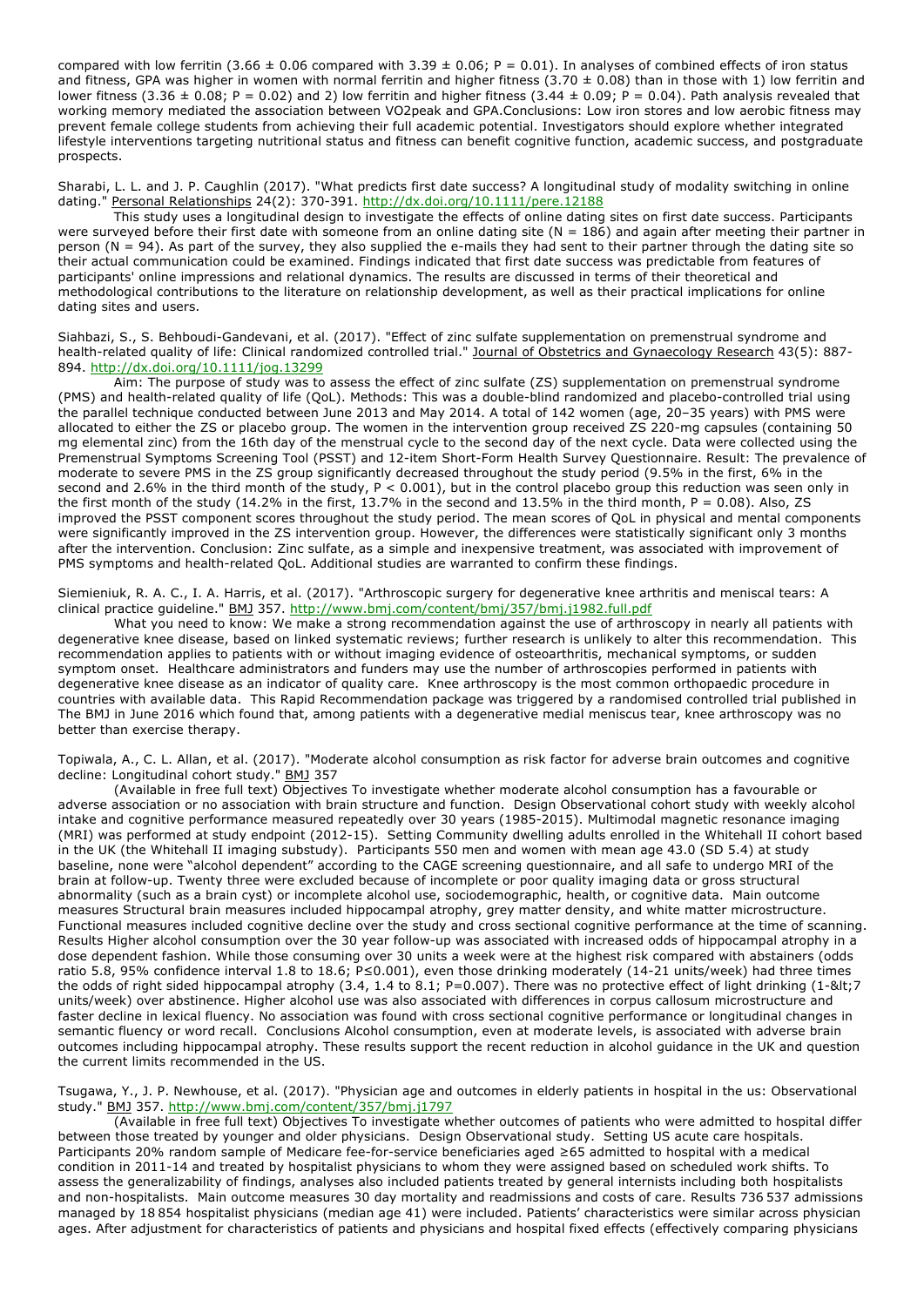compared with low ferritin (3.66 ± 0.06 compared with 3.39 ± 0.06; P = 0.01). In analyses of combined effects of iron status and fitness, GPA was higher in women with normal ferritin and higher fitness (3.70 ± 0.08) than in those with 1) low ferritin and lower fitness (3.36 ± 0.08; P = 0.02) and 2) low ferritin and higher fitness (3.44 ± 0.09; P = 0.04). Path analysis revealed that working memory mediated the association between VO2peak and GPA.Conclusions: Low iron stores and low aerobic fitness may prevent female college students from achieving their full academic potential. Investigators should explore whether integrated lifestyle interventions targeting nutritional status and fitness can benefit cognitive function, academic success, and postgraduate prospects.

Sharabi, L. L. and J. P. Caughlin (2017). "What predicts first date success? A longitudinal study of modality switching in online dating." Personal Relationships 24(2): 370-391. http://dx.doi.org/10.1111/pere.12188

This study uses a longitudinal design to investigate the effects of online dating sites on first date success. Participants were surveyed before their first date with someone from an online dating site (N = 186) and again after meeting their partner in person (N = 94). As part of the survey, they also supplied the e-mails they had sent to their partner through the dating site so their actual communication could be examined. Findings indicated that first date success was predictable from features of participants' online impressions and relational dynamics. The results are discussed in terms of their theoretical and methodological contributions to the literature on relationship development, as well as their practical implications for online dating sites and users.

Siahbazi, S., S. Behboudi-Gandevani, et al. (2017). "Effect of zinc sulfate supplementation on premenstrual syndrome and health-related quality of life: Clinical randomized controlled trial." Journal of Obstetrics and Gynaecology Research 43(5): 887-894. http://dx.doi.org/10.1111/jog.13299

Aim: The purpose of study was to assess the effect of zinc sulfate (ZS) supplementation on premenstrual syndrome (PMS) and health-related quality of life (QoL). Methods: This was a double-blind randomized and placebo-controlled trial using the parallel technique conducted between June 2013 and May 2014. A total of 142 women (age, 20–35 years) with PMS were allocated to either the ZS or placebo group. The women in the intervention group received ZS 220-mg capsules (containing 50 mg elemental zinc) from the 16th day of the menstrual cycle to the second day of the next cycle. Data were collected using the Premenstrual Symptoms Screening Tool (PSST) and 12-item Short-Form Health Survey Questionnaire. Result: The prevalence of moderate to severe PMS in the ZS group significantly decreased throughout the study period (9.5% in the first, 6% in the second and 2.6% in the third month of the study, P < 0.001), but in the control placebo group this reduction was seen only in the first month of the study (14.2% in the first, 13.7% in the second and 13.5% in the third month, P = 0.08). Also, ZS improved the PSST component scores throughout the study period. The mean scores of QoL in physical and mental components were significantly improved in the ZS intervention group. However, the differences were statistically significant only 3 months after the intervention. Conclusion: Zinc sulfate, as a simple and inexpensive treatment, was associated with improvement of PMS symptoms and health-related QoL. Additional studies are warranted to confirm these findings.

Siemieniuk, R. A. C., I. A. Harris, et al. (2017). "Arthroscopic surgery for degenerative knee arthritis and meniscal tears: A clinical practice guideline." BMJ 357. http://www.bmj.com/content/bmj/357/bmj.j1982.full.pdf

What you need to know: We make a strong recommendation against the use of arthroscopy in nearly all patients with degenerative knee disease, based on linked systematic reviews; further research is unlikely to alter this recommendation. This recommendation applies to patients with or without imaging evidence of osteoarthritis, mechanical symptoms, or sudden symptom onset. Healthcare administrators and funders may use the number of arthroscopies performed in patients with degenerative knee disease as an indicator of quality care. Knee arthroscopy is the most common orthopaedic procedure in countries with available data. This Rapid Recommendation package was triggered by a randomised controlled trial published in The BMJ in June 2016 which found that, among patients with a degenerative medial meniscus tear, knee arthroscopy was no better than exercise therapy.

Topiwala, A., C. L. Allan, et al. (2017). "Moderate alcohol consumption as risk factor for adverse brain outcomes and cognitive decline: Longitudinal cohort study." BMJ 357

(Available in free full text) Objectives To investigate whether moderate alcohol consumption has a favourable or adverse association or no association with brain structure and function. Design Observational cohort study with weekly alcohol intake and cognitive performance measured repeatedly over 30 years (1985-2015). Multimodal magnetic resonance imaging (MRI) was performed at study endpoint (2012-15). Setting Community dwelling adults enrolled in the Whitehall II cohort based in the UK (the Whitehall II imaging substudy). Participants 550 men and women with mean age 43.0 (SD 5.4) at study baseline, none were "alcohol dependent" according to the CAGE screening questionnaire, and all safe to undergo MRI of the brain at follow-up. Twenty three were excluded because of incomplete or poor quality imaging data or gross structural abnormality (such as a brain cyst) or incomplete alcohol use, sociodemographic, health, or cognitive data. Main outcome measures Structural brain measures included hippocampal atrophy, grey matter density, and white matter microstructure. Functional measures included cognitive decline over the study and cross sectional cognitive performance at the time of scanning. Results Higher alcohol consumption over the 30 year follow-up was associated with increased odds of hippocampal atrophy in a dose dependent fashion. While those consuming over 30 units a week were at the highest risk compared with abstainers (odds ratio 5.8, 95% confidence interval 1.8 to 18.6; P≤0.001), even those drinking moderately (14-21 units/week) had three times the odds of right sided hippocampal atrophy (3.4, 1.4 to 8.1; P=0.007). There was no protective effect of light drinking (1-&lt;7 units/week) over abstinence. Higher alcohol use was also associated with differences in corpus callosum microstructure and faster decline in lexical fluency. No association was found with cross sectional cognitive performance or longitudinal changes in semantic fluency or word recall. Conclusions Alcohol consumption, even at moderate levels, is associated with adverse brain outcomes including hippocampal atrophy. These results support the recent reduction in alcohol guidance in the UK and question the current limits recommended in the US.

Tsugawa, Y., J. P. Newhouse, et al. (2017). "Physician age and outcomes in elderly patients in hospital in the us: Observational study." BMJ 357. http://www.bmj.com/content/357/bmj.j1797

(Available in free full text) Objectives To investigate whether outcomes of patients who were admitted to hospital differ between those treated by younger and older physicians. Design Observational study. Setting US acute care hospitals. Participants 20% random sample of Medicare fee-for-service beneficiaries aged ≥65 admitted to hospital with a medical condition in 2011-14 and treated by hospitalist physicians to whom they were assigned based on scheduled work shifts. To assess the generalizability of findings, analyses also included patients treated by general internists including both hospitalists and non-hospitalists. Main outcome measures 30 day mortality and readmissions and costs of care. Results 736 537 admissions managed by 18 854 hospitalist physicians (median age 41) were included. Patients' characteristics were similar across physician ages. After adjustment for characteristics of patients and physicians and hospital fixed effects (effectively comparing physicians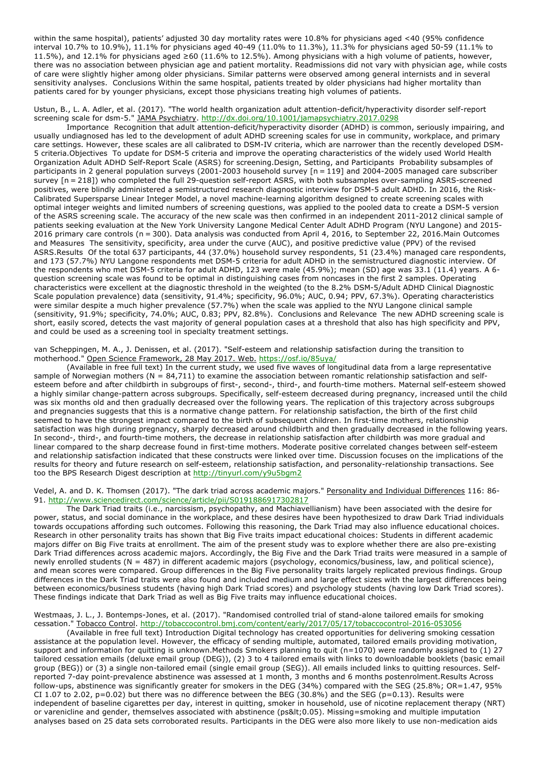within the same hospital), patients' adjusted 30 day mortality rates were 10.8% for physicians aged <40 (95% confidence interval 10.7% to 10.9%), 11.1% for physicians aged 40-49 (11.0% to 11.3%), 11.3% for physicians aged 50-59 (11.1% to 11.5%), and 12.1% for physicians aged ≥60 (11.6% to 12.5%). Among physicians with a high volume of patients, however, there was no association between physician age and patient mortality. Readmissions did not vary with physician age, while costs of care were slightly higher among older physicians. Similar patterns were observed among general internists and in several sensitivity analyses. Conclusions Within the same hospital, patients treated by older physicians had higher mortality than patients cared for by younger physicians, except those physicians treating high volumes of patients.

Ustun, B., L. A. Adler, et al. (2017). "The world health organization adult attention-deficit/hyperactivity disorder self-report screening scale for dsm-5." JAMA Psychiatry. http://dx.doi.org/10.1001/jamapsychiatry.2017.0298

Importance Recognition that adult attention-deficit/hyperactivity disorder (ADHD) is common, seriously impairing, and usually undiagnosed has led to the development of adult ADHD screening scales for use in community, workplace, and primary care settings. However, these scales are all calibrated to DSM-IV criteria, which are narrower than the recently developed DSM-5 criteria.Objectives To update for DSM-5 criteria and improve the operating characteristics of the widely used World Health Organization Adult ADHD Self-Report Scale (ASRS) for screening.Design, Setting, and Participants Probability subsamples of participants in 2 general population surveys (2001-2003 household survey [n = 119] and 2004-2005 managed care subscriber survey [n = 218]) who completed the full 29-question self-report ASRS, with both subsamples over-sampling ASRS-screened positives, were blindly administered a semistructured research diagnostic interview for DSM-5 adult ADHD. In 2016, the Risk-Calibrated Supersparse Linear Integer Model, a novel machine-learning algorithm designed to create screening scales with optimal integer weights and limited numbers of screening questions, was applied to the pooled data to create a DSM-5 version of the ASRS screening scale. The accuracy of the new scale was then confirmed in an independent 2011-2012 clinical sample of patients seeking evaluation at the New York University Langone Medical Center Adult ADHD Program (NYU Langone) and 2015-2016 primary care controls (n = 300). Data analysis was conducted from April 4, 2016, to September 22, 2016.Main Outcomes and Measures The sensitivity, specificity, area under the curve (AUC), and positive predictive value (PPV) of the revised ASRS.Results Of the total 637 participants, 44 (37.0%) household survey respondents, 51 (23.4%) managed care respondents, and 173 (57.7%) NYU Langone respondents met DSM-5 criteria for adult ADHD in the semistructured diagnostic interview. Of the respondents who met DSM-5 criteria for adult ADHD, 123 were male (45.9%); mean (SD) age was 33.1 (11.4) years. A 6-question screening scale was found to be optimal in distinguishing cases from noncases in the first 2 samples. Operating characteristics were excellent at the diagnostic threshold in the weighted (to the 8.2% DSM-5/Adult ADHD Clinical Diagnostic Scale population prevalence) data (sensitivity, 91.4%; specificity, 96.0%; AUC, 0.94; PPV, 67.3%). Operating characteristics were similar despite a much higher prevalence (57.7%) when the scale was applied to the NYU Langone clinical sample (sensitivity, 91.9%; specificity, 74.0%; AUC, 0.83; PPV, 82.8%). Conclusions and Relevance The new ADHD screening scale is short, easily scored, detects the vast majority of general population cases at a threshold that also has high specificity and PPV, and could be used as a screening tool in specialty treatment settings.

van Scheppingen, M. A., J. Denissen, et al. (2017). "Self-esteem and relationship satisfaction during the transition to motherhood." Open Science Framework, 28 May 2017. Web. https://osf.io/85uya/

(Available in free full text) In the current study, we used five waves of longitudinal data from a large representative sample of Norwegian mothers (N = 84,711) to examine the association between romantic relationship satisfaction and self-esteem before and after childbirth in subgroups of first-, second-, third-, and fourth-time mothers. Maternal self-esteem showed a highly similar change-pattern across subgroups. Specifically, self-esteem decreased during pregnancy, increased until the child was six months old and then gradually decreased over the following years. The replication of this trajectory across subgroups and pregnancies suggests that this is a normative change pattern. For relationship satisfaction, the birth of the first child seemed to have the strongest impact compared to the birth of subsequent children. In first-time mothers, relationship satisfaction was high during pregnancy, sharply decreased around childbirth and then gradually decreased in the following years. In second-, third-, and fourth-time mothers, the decrease in relationship satisfaction after childbirth was more gradual and linear compared to the sharp decrease found in first-time mothers. Moderate positive correlated changes between self-esteem and relationship satisfaction indicated that these constructs were linked over time. Discussion focuses on the implications of the results for theory and future research on self-esteem, relationship satisfaction, and personality-relationship transactions. See too the BPS Research Digest description at http://tinyurl.com/y9u5bgm2

Vedel, A. and D. K. Thomsen (2017). "The dark triad across academic majors." Personality and Individual Differences 116: 86-91. http://www.sciencedirect.com/science/article/pii/S0191886917302817

The Dark Triad traits (i.e., narcissism, psychopathy, and Machiavellianism) have been associated with the desire for power, status, and social dominance in the workplace, and these desires have been hypothesized to draw Dark Triad individuals towards occupations affording such outcomes. Following this reasoning, the Dark Triad may also influence educational choices. Research in other personality traits has shown that Big Five traits impact educational choices: Students in different academic majors differ on Big Five traits at enrollment. The aim of the present study was to explore whether there are also pre-existing Dark Triad differences across academic majors. Accordingly, the Big Five and the Dark Triad traits were measured in a sample of newly enrolled students (N = 487) in different academic majors (psychology, economics/business, law, and political science), and mean scores were compared. Group differences in the Big Five personality traits largely replicated previous findings. Group differences in the Dark Triad traits were also found and included medium and large effect sizes with the largest differences being between economics/business students (having high Dark Triad scores) and psychology students (having low Dark Triad scores). These findings indicate that Dark Triad as well as Big Five traits may influence educational choices.

Westmaas, J. L., J. Bontemps-Jones, et al. (2017). "Randomised controlled trial of stand-alone tailored emails for smoking cessation." Tobacco Control. http://tobaccocontrol.bmj.com/content/early/2017/05/17/tobaccocontrol-2016-053056

(Available in free full text) Introduction Digital technology has created opportunities for delivering smoking cessation assistance at the population level. However, the efficacy of sending multiple, automated, tailored emails providing motivation, support and information for quitting is unknown.Methods Smokers planning to quit (n=1070) were randomly assigned to (1) 27 tailored cessation emails (deluxe email group (DEG)), (2) 3 to 4 tailored emails with links to downloadable booklets (basic email group (BEG)) or (3) a single non-tailored email (single email group (SEG)). All emails included links to quitting resources. Self-reported 7-day point-prevalence abstinence was assessed at 1 month, 3 months and 6 months postenrolment.Results Across follow-ups, abstinence was significantly greater for smokers in the DEG (34%) compared with the SEG (25.8%; OR=1.47, 95% CI 1.07 to 2.02, p=0.02) but there was no difference between the BEG (30.8%) and the SEG (p=0.13). Results were independent of baseline cigarettes per day, interest in quitting, smoker in household, use of nicotine replacement therapy (NRT) or varenicline and gender, themselves associated with abstinence (ps&lt;0.05). Missing=smoking and multiple imputation analyses based on 25 data sets corroborated results. Participants in the DEG were also more likely to use non-medication aids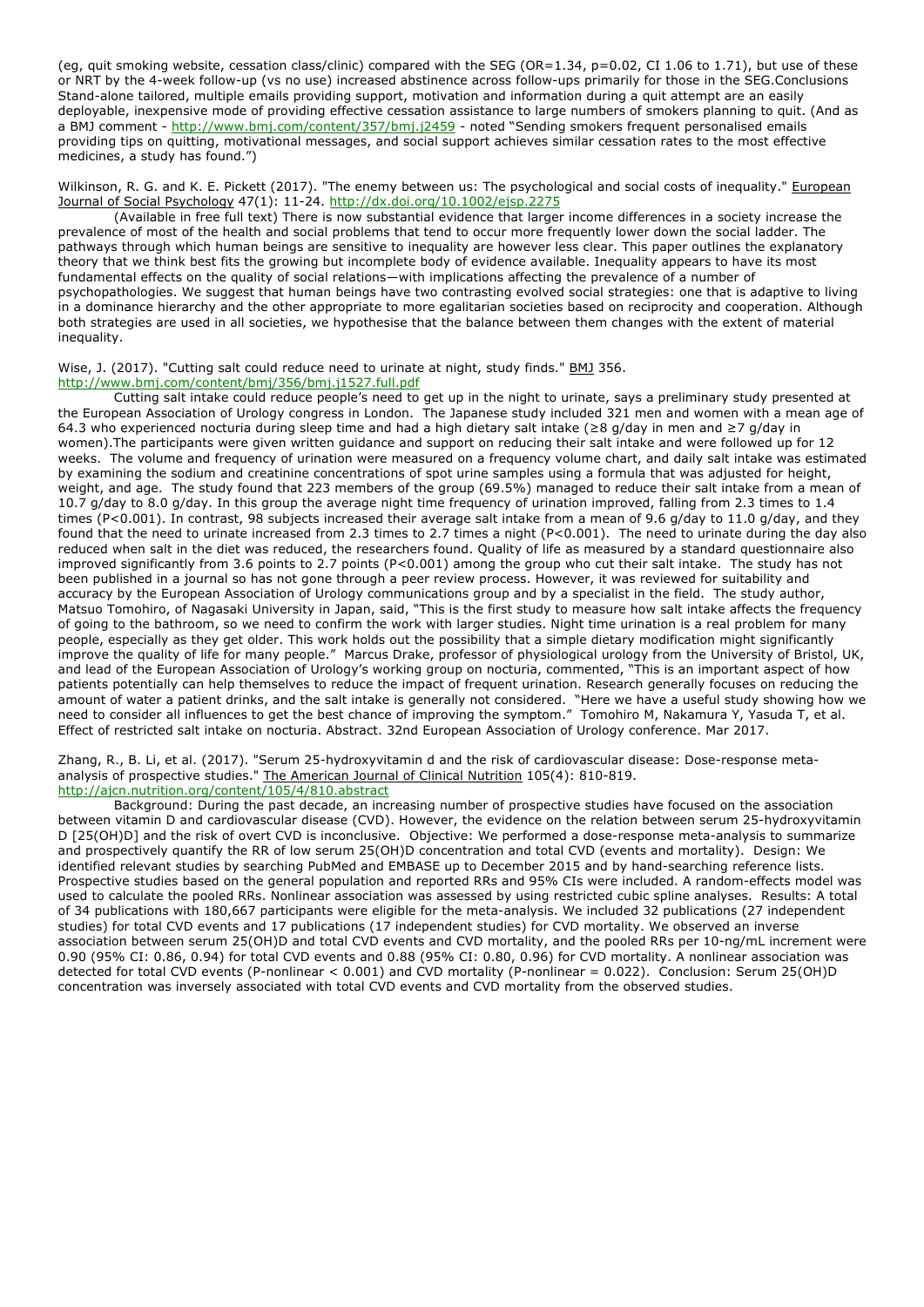(eg, quit smoking website, cessation class/clinic) compared with the SEG (OR=1.34, p=0.02, CI 1.06 to 1.71), but use of these or NRT by the 4-week follow-up (vs no use) increased abstinence across follow-ups primarily for those in the SEG.Conclusions Stand-alone tailored, multiple emails providing support, motivation and information during a quit attempt are an easily deployable, inexpensive mode of providing effective cessation assistance to large numbers of smokers planning to quit. (And as a BMJ comment - http://www.bmj.com/content/357/bmj.j2459 - noted "Sending smokers frequent personalised emails providing tips on quitting, motivational messages, and social support achieves similar cessation rates to the most effective medicines, a study has found.")

Wilkinson, R. G. and K. E. Pickett (2017). "The enemy between us: The psychological and social costs of inequality." European Journal of Social Psychology 47(1): 11-24. http://dx.doi.org/10.1002/ejsp.2275

(Available in free full text) There is now substantial evidence that larger income differences in a society increase the prevalence of most of the health and social problems that tend to occur more frequently lower down the social ladder. The pathways through which human beings are sensitive to inequality are however less clear. This paper outlines the explanatory theory that we think best fits the growing but incomplete body of evidence available. Inequality appears to have its most fundamental effects on the quality of social relations—with implications affecting the prevalence of a number of psychopathologies. We suggest that human beings have two contrasting evolved social strategies: one that is adaptive to living in a dominance hierarchy and the other appropriate to more egalitarian societies based on reciprocity and cooperation. Although both strategies are used in all societies, we hypothesise that the balance between them changes with the extent of material inequality.

Wise, J. (2017). "Cutting salt could reduce need to urinate at night, study finds." BMJ 356. http://www.bmj.com/content/bmj/356/bmj.j1527.full.pdf

Cutting salt intake could reduce people's need to get up in the night to urinate, says a preliminary study presented at the European Association of Urology congress in London. The Japanese study included 321 men and women with a mean age of 64.3 who experienced nocturia during sleep time and had a high dietary salt intake (≥8 g/day in men and ≥7 g/day in women).The participants were given written guidance and support on reducing their salt intake and were followed up for 12 weeks. The volume and frequency of urination were measured on a frequency volume chart, and daily salt intake was estimated by examining the sodium and creatinine concentrations of spot urine samples using a formula that was adjusted for height, weight, and age. The study found that 223 members of the group (69.5%) managed to reduce their salt intake from a mean of 10.7 g/day to 8.0 g/day. In this group the average night time frequency of urination improved, falling from 2.3 times to 1.4 times ($P<0.001$). In contrast, 98 subjects increased their average salt intake from a mean of 9.6 g/day to 11.0 g/day, and they found that the need to urinate increased from 2.3 times to 2.7 times a night ($P<0.001$). The need to urinate during the day also reduced when salt in the diet was reduced, the researchers found. Quality of life as measured by a standard questionnaire also improved significantly from 3.6 points to 2.7 points ($P<0.001$) among the group who cut their salt intake. The study has not been published in a journal so has not gone through a peer review process. However, it was reviewed for suitability and accuracy by the European Association of Urology communications group and by a specialist in the field. The study author, Matsuo Tomohiro, of Nagasaki University in Japan, said, "This is the first study to measure how salt intake affects the frequency of going to the bathroom, so we need to confirm the work with larger studies. Night time urination is a real problem for many people, especially as they get older. This work holds out the possibility that a simple dietary modification might significantly improve the quality of life for many people." Marcus Drake, professor of physiological urology from the University of Bristol, UK, and lead of the European Association of Urology's working group on nocturia, commented, "This is an important aspect of how patients potentially can help themselves to reduce the impact of frequent urination. Research generally focuses on reducing the amount of water a patient drinks, and the salt intake is generally not considered. "Here we have a useful study showing how we need to consider all influences to get the best chance of improving the symptom." Tomohiro M, Nakamura Y, Yasuda T, et al. Effect of restricted salt intake on nocturia. Abstract. 32nd European Association of Urology conference. Mar 2017.

Zhang, R., B. Li, et al. (2017). "Serum 25-hydroxyvitamin d and the risk of cardiovascular disease: Dose-response meta-analysis of prospective studies." The American Journal of Clinical Nutrition 105(4): 810-819. http://ajcn.nutrition.org/content/105/4/810.abstract

Background: During the past decade, an increasing number of prospective studies have focused on the association between vitamin D and cardiovascular disease (CVD). However, the evidence on the relation between serum 25-hydroxyvitamin D [25(OH)D] and the risk of overt CVD is inconclusive. Objective: We performed a dose-response meta-analysis to summarize and prospectively quantify the RR of low serum 25(OH)D concentration and total CVD (events and mortality). Design: We identified relevant studies by searching PubMed and EMBASE up to December 2015 and by hand-searching reference lists. Prospective studies based on the general population and reported RRs and 95% CIs were included. A random-effects model was used to calculate the pooled RRs. Nonlinear association was assessed by using restricted cubic spline analyses. Results: A total of 34 publications with 180,667 participants were eligible for the meta-analysis. We included 32 publications (27 independent studies) for total CVD events and 17 publications (17 independent studies) for CVD mortality. We observed an inverse association between serum 25(OH)D and total CVD events and CVD mortality, and the pooled RRs per 10-ng/mL increment were 0.90 (95% CI: 0.86, 0.94) for total CVD events and 0.88 (95% CI: 0.80, 0.96) for CVD mortality. A nonlinear association was detected for total CVD events (P-nonlinear < 0.001) and CVD mortality (P-nonlinear = 0.022). Conclusion: Serum 25(OH)D concentration was inversely associated with total CVD events and CVD mortality from the observed studies.